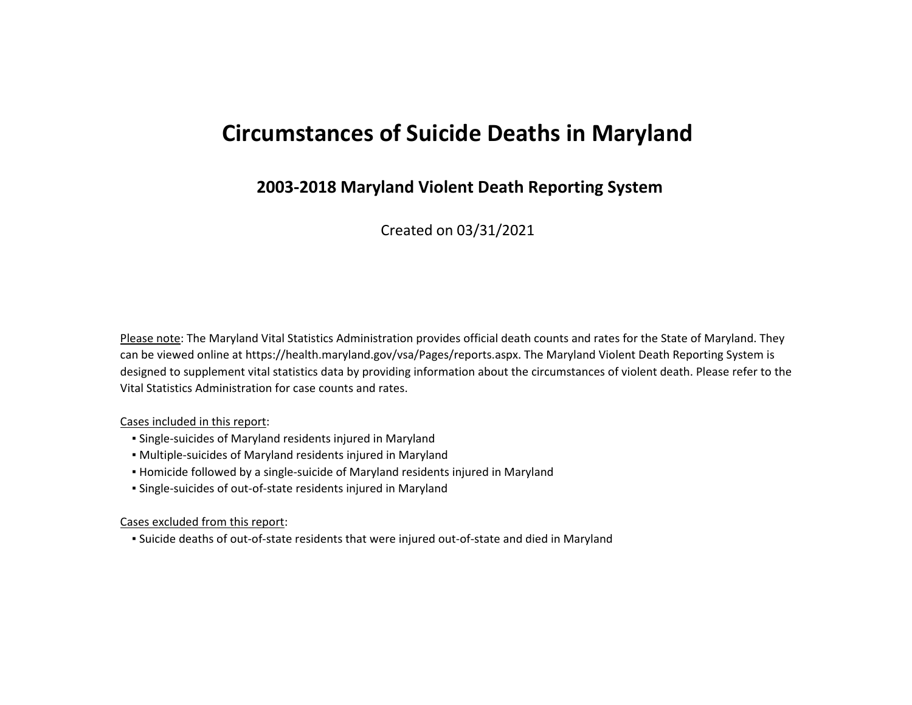# Circumstances of Suicide Deaths in Maryland

## 2003-2018 Maryland Violent Death Reporting System

Created on 03/31/2021

Please note: The Maryland Vital Statistics Administration provides official death counts and rates for the State of Maryland. They can be viewed online at https://health.maryland.gov/vsa/Pages/reports.aspx. The Maryland Violent Death Reporting System is designed to supplement vital statistics data by providing information about the circumstances of violent death. Please refer to the Vital Statistics Administration for case counts and rates.

Cases included in this report:

- Single-suicides of Maryland residents injured in Maryland
- Multiple-suicides of Maryland residents injured in Maryland
- Homicide followed by a single-suicide of Maryland residents injured in Maryland
- Single-suicides of out-of-state residents injured in Maryland

Cases excluded from this report:

- Suicide deaths of out-of-state residents that were injured out-of-state and died in Maryland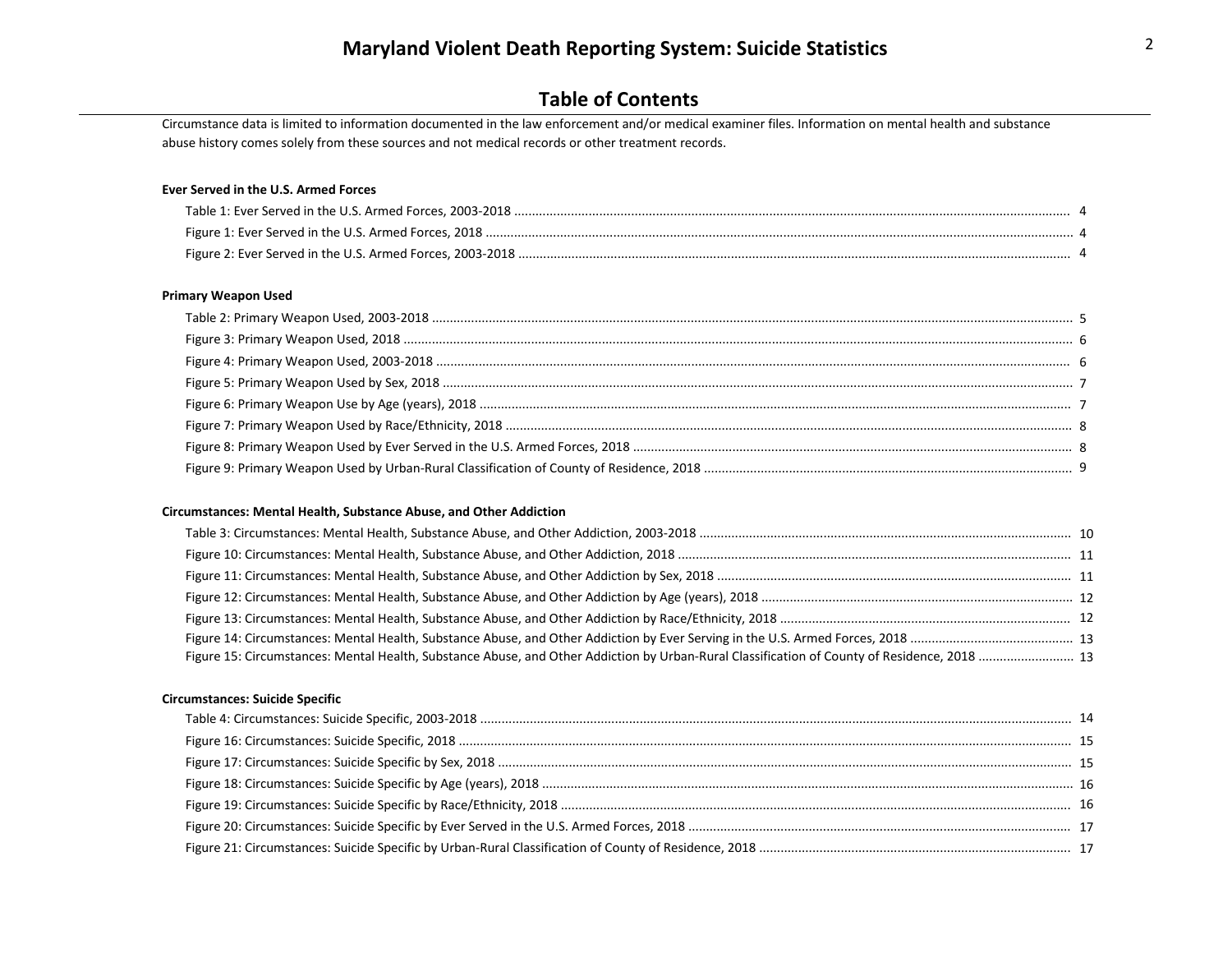# Maryland Violent Death Reporting System: Suicide Statistics

## Table of Contents

Circumstance data is limited to information documented in the law enforcement and/or medical examiner files. Information on mental health and substance abuse history comes solely from these sources and not medical records or other treatment records.

**Ever Served in the U.S. Armed Forces**

- Table 1: Ever Served in the U.S. Armed Forces, 2003-2018 ........ 4
- Figure 1: Ever Served in the U.S. Armed Forces, 2018 ........ 4
- Figure 2: Ever Served in the U.S. Armed Forces, 2003-2018 ........ 4

**Primary Weapon Used**

- Table 2: Primary Weapon Used, 2003-2018 ........ 5
- Figure 3: Primary Weapon Used, 2018 ........ 6
- Figure 4: Primary Weapon Used, 2003-2018 ........ 6
- Figure 5: Primary Weapon Used by Sex, 2018 ........ 7
- Figure 6: Primary Weapon Use by Age (years), 2018 ........ 7
- Figure 7: Primary Weapon Used by Race/Ethnicity, 2018 ........ 8
- Figure 8: Primary Weapon Used by Ever Served in the U.S. Armed Forces, 2018 ........ 8
- Figure 9: Primary Weapon Used by Urban-Rural Classification of County of Residence, 2018 ........ 9

**Circumstances: Mental Health, Substance Abuse, and Other Addiction**

- Table 3: Circumstances: Mental Health, Substance Abuse, and Other Addiction, 2003-2018 ........ 10
- Figure 10: Circumstances: Mental Health, Substance Abuse, and Other Addiction, 2018 ........ 11
- Figure 11: Circumstances: Mental Health, Substance Abuse, and Other Addiction by Sex, 2018 ........ 11
- Figure 12: Circumstances: Mental Health, Substance Abuse, and Other Addiction by Age (years), 2018 ........ 12
- Figure 13: Circumstances: Mental Health, Substance Abuse, and Other Addiction by Race/Ethnicity, 2018 ........ 12
- Figure 14: Circumstances: Mental Health, Substance Abuse, and Other Addiction by Ever Serving in the U.S. Armed Forces, 2018 ........ 13
- Figure 15: Circumstances: Mental Health, Substance Abuse, and Other Addiction by Urban-Rural Classification of County of Residence, 2018 ........ 13

**Circumstances: Suicide Specific**

- Table 4: Circumstances: Suicide Specific, 2003-2018 ........ 14
- Figure 16: Circumstances: Suicide Specific, 2018 ........ 15
- Figure 17: Circumstances: Suicide Specific by Sex, 2018 ........ 15
- Figure 18: Circumstances: Suicide Specific by Age (years), 2018 ........ 16
- Figure 19: Circumstances: Suicide Specific by Race/Ethnicity, 2018 ........ 16
- Figure 20: Circumstances: Suicide Specific by Ever Served in the U.S. Armed Forces, 2018 ........ 17
- Figure 21: Circumstances: Suicide Specific by Urban-Rural Classification of County of Residence, 2018 ........ 17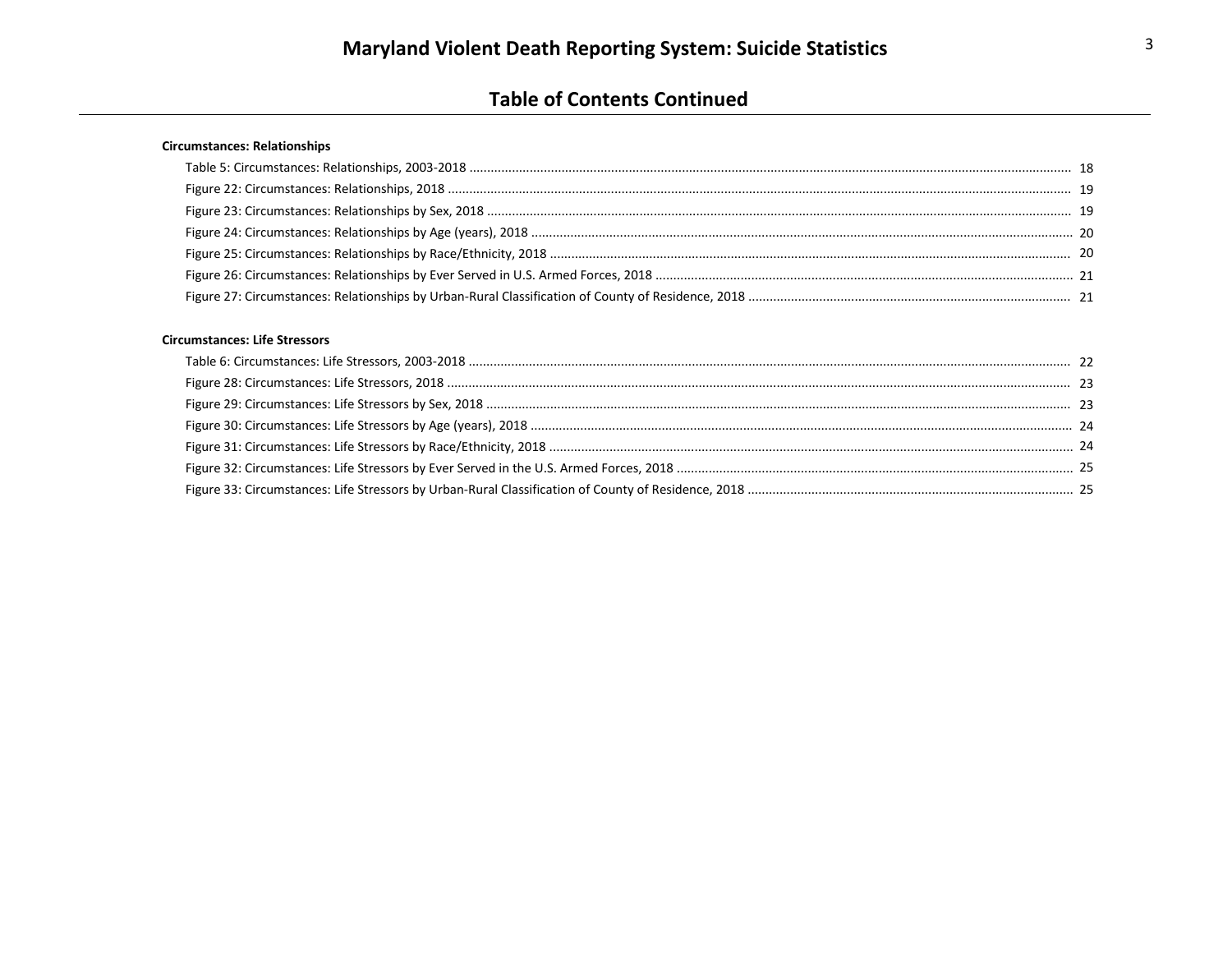## Table of Contents Continued

**Circumstances: Relationships**

Table 5: Circumstances: Relationships, 2003-2018 ........ 18
Figure 22: Circumstances: Relationships, 2018 ........ 19
Figure 23: Circumstances: Relationships by Sex, 2018 ........ 19
Figure 24: Circumstances: Relationships by Age (years), 2018 ........ 20
Figure 25: Circumstances: Relationships by Race/Ethnicity, 2018 ........ 20
Figure 26: Circumstances: Relationships by Ever Served in U.S. Armed Forces, 2018 ........ 21
Figure 27: Circumstances: Relationships by Urban-Rural Classification of County of Residence, 2018 ........ 21

**Circumstances: Life Stressors**

Table 6: Circumstances: Life Stressors, 2003-2018 ........ 22
Figure 28: Circumstances: Life Stressors, 2018 ........ 23
Figure 29: Circumstances: Life Stressors by Sex, 2018 ........ 23
Figure 30: Circumstances: Life Stressors by Age (years), 2018 ........ 24
Figure 31: Circumstances: Life Stressors by Race/Ethnicity, 2018 ........ 24
Figure 32: Circumstances: Life Stressors by Ever Served in the U.S. Armed Forces, 2018 ........ 25
Figure 33: Circumstances: Life Stressors by Urban-Rural Classification of County of Residence, 2018 ........ 25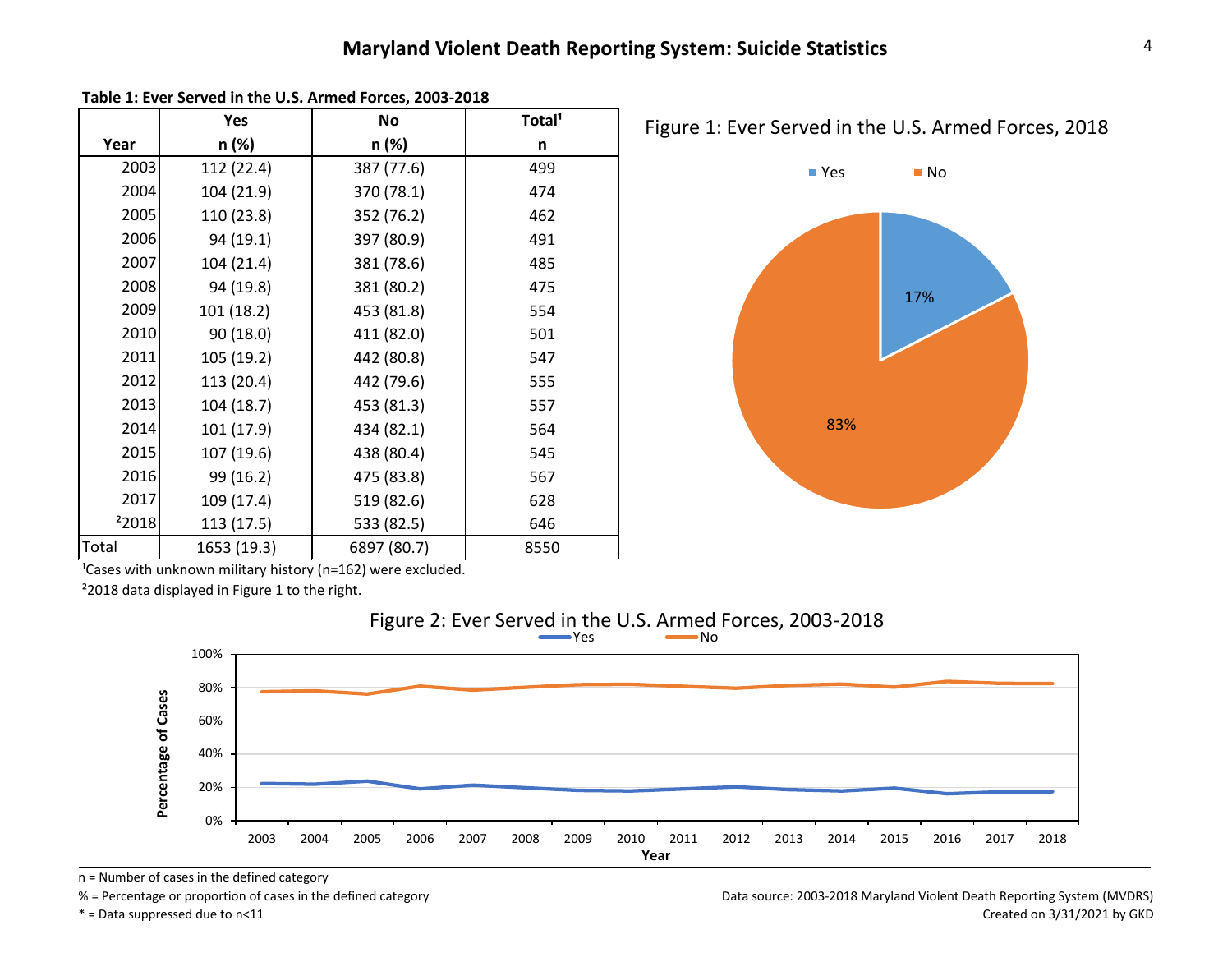# Maryland Violent Death Reporting System: Suicide Statistics

**Table 1: Ever Served in the U.S. Armed Forces, 2003-2018**

| Year | Yes n (%) | No n (%) | Total[1] n |
|---|---|---|---|
| 2003 | 112 (22.4) | 387 (77.6) | 499 |
| 2004 | 104 (21.9) | 370 (78.1) | 474 |
| 2005 | 110 (23.8) | 352 (76.2) | 462 |
| 2006 | 94 (19.1) | 397 (80.9) | 491 |
| 2007 | 104 (21.4) | 381 (78.6) | 485 |
| 2008 | 94 (19.8) | 381 (80.2) | 475 |
| 2009 | 101 (18.2) | 453 (81.8) | 554 |
| 2010 | 90 (18.0) | 411 (82.0) | 501 |
| 2011 | 105 (19.2) | 442 (80.8) | 547 |
| 2012 | 113 (20.4) | 442 (79.6) | 555 |
| 2013 | 104 (18.7) | 453 (81.3) | 557 |
| 2014 | 101 (17.9) | 434 (82.1) | 564 |
| 2015 | 107 (19.6) | 438 (80.4) | 545 |
| 2016 | 99 (16.2) | 475 (83.8) | 567 |
| 2017 | 109 (17.4) | 519 (82.6) | 628 |
| [2]2018 | 113 (17.5) | 533 (82.5) | 646 |
| Total | 1653 (19.3) | 6897 (80.7) | 8550 |

[1]Cases with unknown military history (n=162) were excluded.

[2]2018 data displayed in Figure 1 to the right.

Figure 1: Ever Served in the U.S. Armed Forces, 2018

Figure 2: Ever Served in the U.S. Armed Forces, 2003-2018

n = Number of cases in the defined category

% = Percentage or proportion of cases in the defined category

* = Data suppressed due to n<11

Data source: 2003-2018 Maryland Violent Death Reporting System (MVDRS)

Created on 3/31/2021 by GKD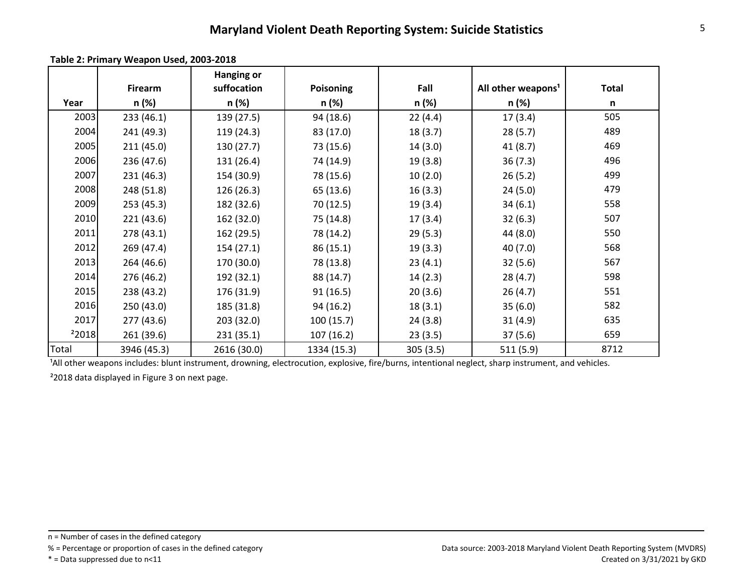# Maryland Violent Death Reporting System: Suicide Statistics

**Table 2: Primary Weapon Used, 2003-2018**

| Year | Firearm n (%) | Hanging or suffocation n (%) | Poisoning n (%) | Fall n (%) | All other weapons[1] n (%) | Total n |
|---|---|---|---|---|---|---|
| 2003 | 233 (46.1) | 139 (27.5) | 94 (18.6) | 22 (4.4) | 17 (3.4) | 505 |
| 2004 | 241 (49.3) | 119 (24.3) | 83 (17.0) | 18 (3.7) | 28 (5.7) | 489 |
| 2005 | 211 (45.0) | 130 (27.7) | 73 (15.6) | 14 (3.0) | 41 (8.7) | 469 |
| 2006 | 236 (47.6) | 131 (26.4) | 74 (14.9) | 19 (3.8) | 36 (7.3) | 496 |
| 2007 | 231 (46.3) | 154 (30.9) | 78 (15.6) | 10 (2.0) | 26 (5.2) | 499 |
| 2008 | 248 (51.8) | 126 (26.3) | 65 (13.6) | 16 (3.3) | 24 (5.0) | 479 |
| 2009 | 253 (45.3) | 182 (32.6) | 70 (12.5) | 19 (3.4) | 34 (6.1) | 558 |
| 2010 | 221 (43.6) | 162 (32.0) | 75 (14.8) | 17 (3.4) | 32 (6.3) | 507 |
| 2011 | 278 (43.1) | 162 (29.5) | 78 (14.2) | 29 (5.3) | 44 (8.0) | 550 |
| 2012 | 269 (47.4) | 154 (27.1) | 86 (15.1) | 19 (3.3) | 40 (7.0) | 568 |
| 2013 | 264 (46.6) | 170 (30.0) | 78 (13.8) | 23 (4.1) | 32 (5.6) | 567 |
| 2014 | 276 (46.2) | 192 (32.1) | 88 (14.7) | 14 (2.3) | 28 (4.7) | 598 |
| 2015 | 238 (43.2) | 176 (31.9) | 91 (16.5) | 20 (3.6) | 26 (4.7) | 551 |
| 2016 | 250 (43.0) | 185 (31.8) | 94 (16.2) | 18 (3.1) | 35 (6.0) | 582 |
| 2017 | 277 (43.6) | 203 (32.0) | 100 (15.7) | 24 (3.8) | 31 (4.9) | 635 |
| [2]2018 | 261 (39.6) | 231 (35.1) | 107 (16.2) | 23 (3.5) | 37 (5.6) | 659 |
| Total | 3946 (45.3) | 2616 (30.0) | 1334 (15.3) | 305 (3.5) | 511 (5.9) | 8712 |

[1]All other weapons includes: blunt instrument, drowning, electrocution, explosive, fire/burns, intentional neglect, sharp instrument, and vehicles.

[2]2018 data displayed in Figure 3 on next page.

n = Number of cases in the defined category

% = Percentage or proportion of cases in the defined category

* = Data suppressed due to n<11

Data source: 2003-2018 Maryland Violent Death Reporting System (MVDRS)

Created on 3/31/2021 by GKD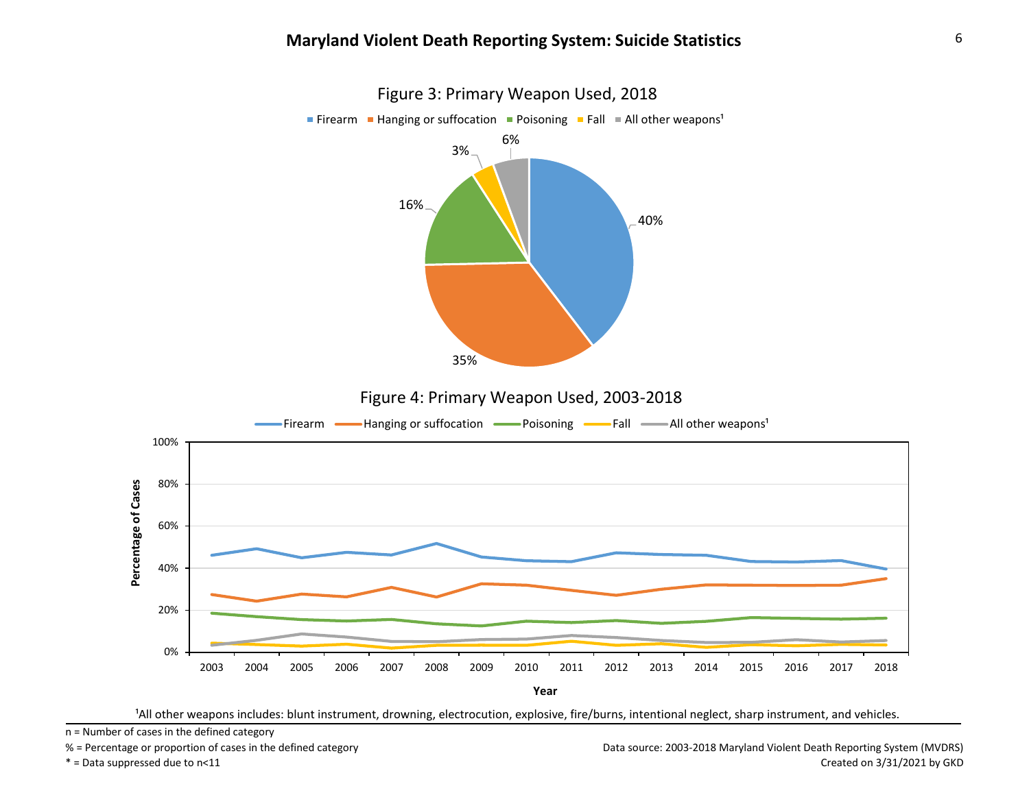# Maryland Violent Death Reporting System: Suicide Statistics

Figure 3: Primary Weapon Used, 2018

Firearm | Hanging or suffocation | Poisoning | Fall | All other weapons[1]

40% | 35% | 16% | 3% | 6%

Figure 4: Primary Weapon Used, 2003-2018

Firearm | Hanging or suffocation | Poisoning | Fall | All other weapons[1]

Percentage of Cases

Year

[1]All other weapons includes: blunt instrument, drowning, electrocution, explosive, fire/burns, intentional neglect, sharp instrument, and vehicles.

n = Number of cases in the defined category

% = Percentage or proportion of cases in the defined category

* = Data suppressed due to n<11

Data source: 2003-2018 Maryland Violent Death Reporting System (MVDRS)

Created on 3/31/2021 by GKD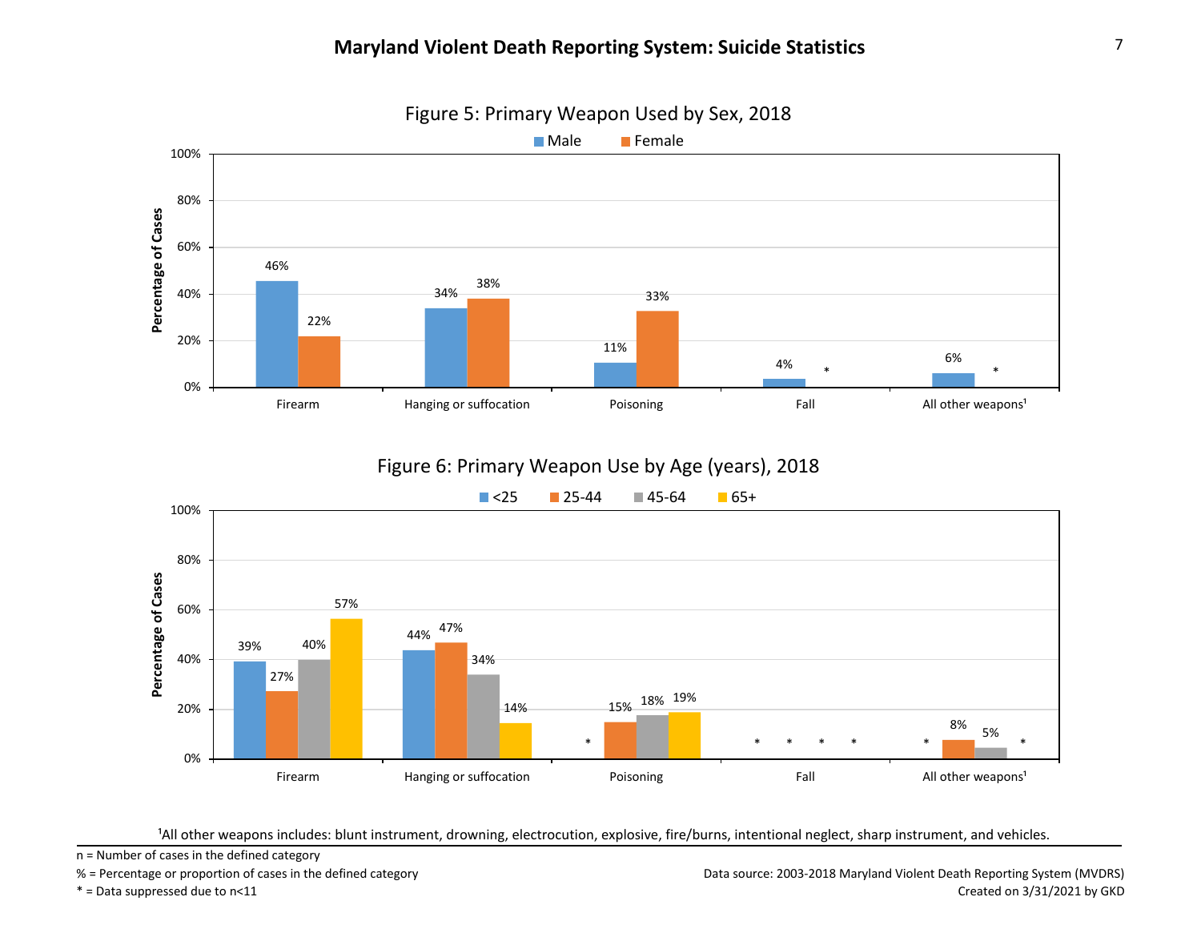Figure 5: Primary Weapon Used by Sex, 2018

| Weapon | Male | Female |
|---|---|---|
| Firearm | 46% | 22% |
| Hanging or suffocation | 34% | 38% |
| Poisoning | 11% | 33% |
| Fall | 4% | * |
| All other weapons[1] | 6% | * |

Figure 6: Primary Weapon Use by Age (years), 2018

| Weapon | <25 | 25-44 | 45-64 | 65+ |
|---|---|---|---|---|
| Firearm | 39% | 27% | 40% | 57% |
| Hanging or suffocation | 44% | 47% | 34% | 14% |
| Poisoning | * | 15% | 18% | 19% |
| Fall | * | * | * | * |
| All other weapons[1] | * | 8% | 5% | * |

[1]All other weapons includes: blunt instrument, drowning, electrocution, explosive, fire/burns, intentional neglect, sharp instrument, and vehicles.

n = Number of cases in the defined category

% = Percentage or proportion of cases in the defined category

* = Data suppressed due to n<11

Data source: 2003-2018 Maryland Violent Death Reporting System (MVDRS)

Created on 3/31/2021 by GKD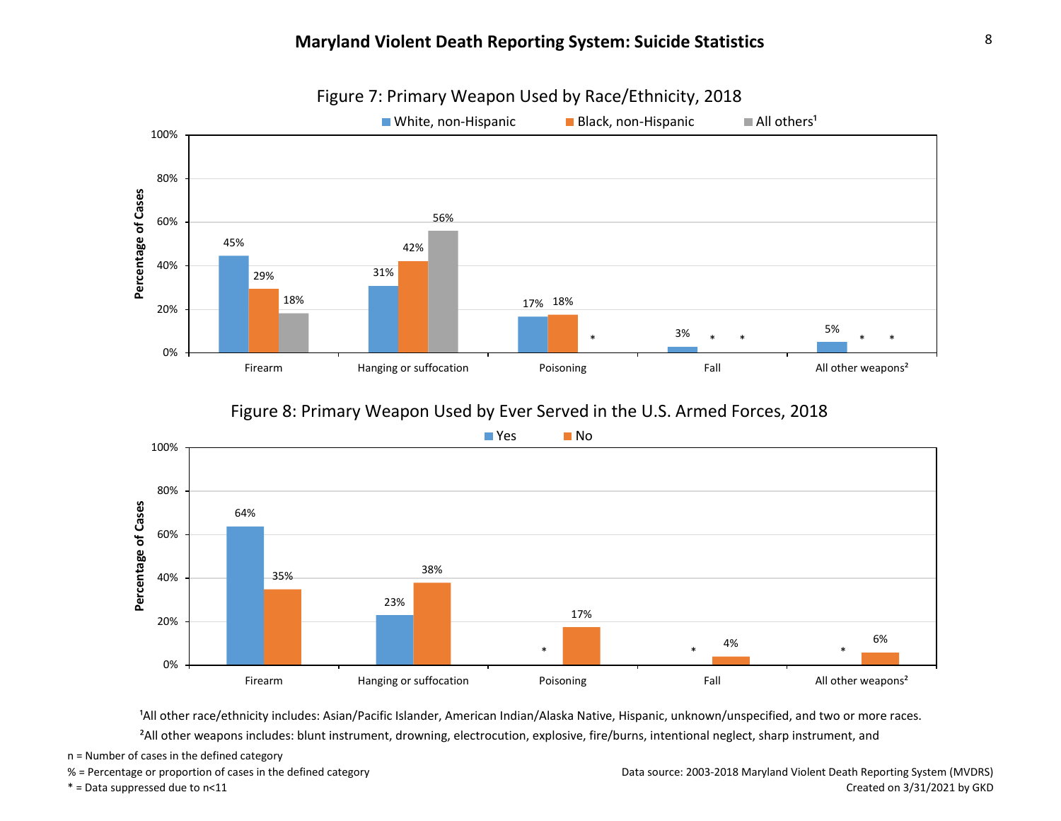# Maryland Violent Death Reporting System: Suicide Statistics

Figure 7: Primary Weapon Used by Race/Ethnicity, 2018

| Weapon | White, non-Hispanic | Black, non-Hispanic | All others[1] |
|---|---|---|---|
| Firearm | 45% | 29% | 18% |
| Hanging or suffocation | 31% | 42% | 56% |
| Poisoning | 17% | 18% | * |
| Fall | 3% | * | * |
| All other weapons[2] | 5% | * | * |

Figure 8: Primary Weapon Used by Ever Served in the U.S. Armed Forces, 2018

| Weapon | Yes | No |
|---|---|---|
| Firearm | 64% | 35% |
| Hanging or suffocation | 23% | 38% |
| Poisoning | * | 17% |
| Fall | * | 4% |
| All other weapons[2] | * | 6% |

[1]All other race/ethnicity includes: Asian/Pacific Islander, American Indian/Alaska Native, Hispanic, unknown/unspecified, and two or more races.

[2]All other weapons includes: blunt instrument, drowning, electrocution, explosive, fire/burns, intentional neglect, sharp instrument, and

n = Number of cases in the defined category

% = Percentage or proportion of cases in the defined category

* = Data suppressed due to n<11

Data source: 2003-2018 Maryland Violent Death Reporting System (MVDRS)

Created on 3/31/2021 by GKD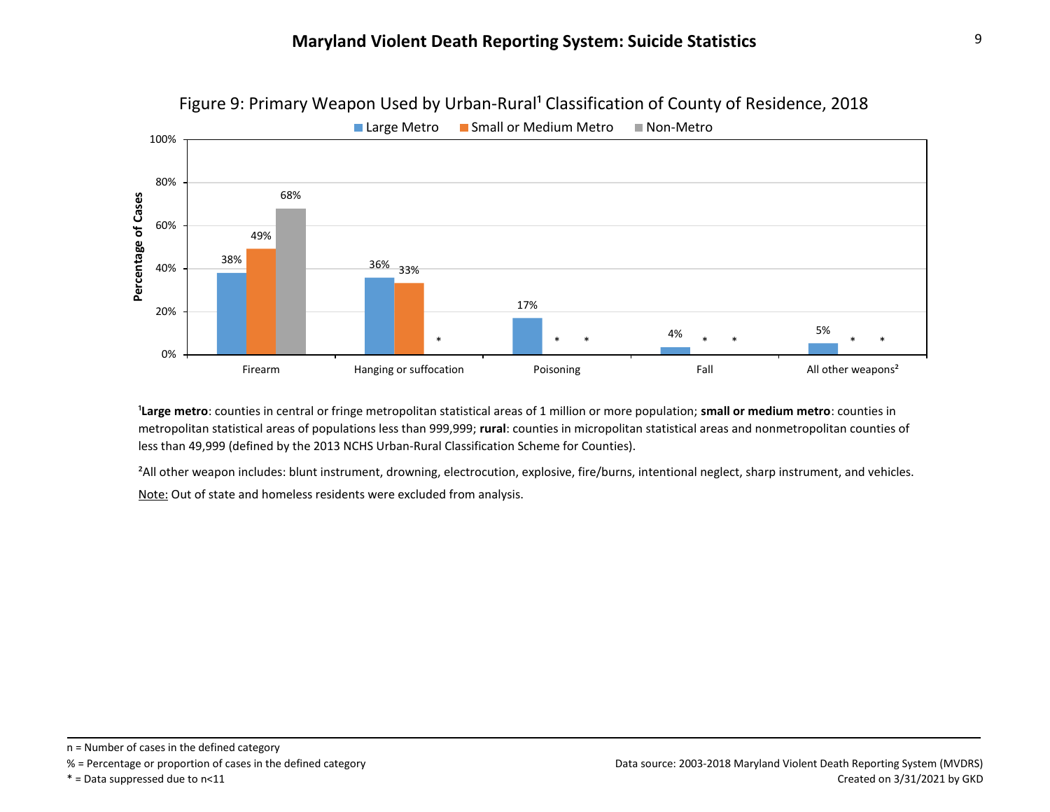# Maryland Violent Death Reporting System: Suicide Statistics

Figure 9: Primary Weapon Used by Urban-Rural[1] Classification of County of Residence, 2018

| Weapon | Large Metro | Small or Medium Metro | Non-Metro |
|---|---|---|---|
| Firearm | 38% | 49% | 68% |
| Hanging or suffocation | 36% | 33% | * |
| Poisoning | 17% | * | * |
| Fall | 4% | * | * |
| All other weapons[2] | 5% | * | * |

[1]**Large metro**: counties in central or fringe metropolitan statistical areas of 1 million or more population; **small or medium metro**: counties in metropolitan statistical areas of populations less than 999,999; **rural**: counties in micropolitan statistical areas and nonmetropolitan counties of less than 49,999 (defined by the 2013 NCHS Urban-Rural Classification Scheme for Counties).

[2]All other weapon includes: blunt instrument, drowning, electrocution, explosive, fire/burns, intentional neglect, sharp instrument, and vehicles.

Note: Out of state and homeless residents were excluded from analysis.

n = Number of cases in the defined category
% = Percentage or proportion of cases in the defined category
* = Data suppressed due to n<11

Data source: 2003-2018 Maryland Violent Death Reporting System (MVDRS)
Created on 3/31/2021 by GKD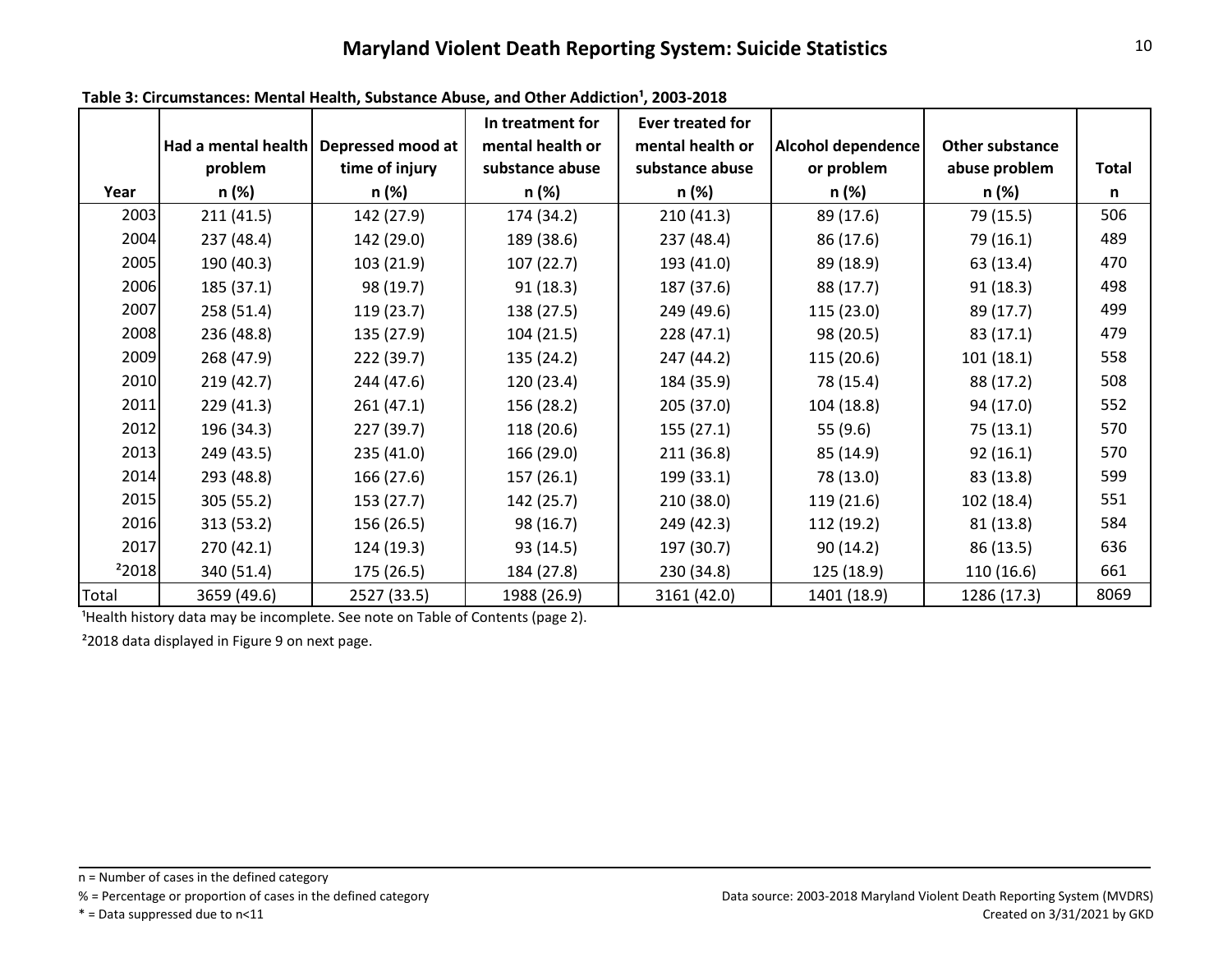## Maryland Violent Death Reporting System: Suicide Statistics

**Table 3: Circumstances: Mental Health, Substance Abuse, and Other Addiction[1], 2003-2018**

| Year | Had a mental health problem n (%) | Depressed mood at time of injury n (%) | In treatment for mental health or substance abuse n (%) | Ever treated for mental health or substance abuse n (%) | Alcohol dependence or problem n (%) | Other substance abuse problem n (%) | Total n |
|---|---|---|---|---|---|---|---|
| 2003 | 211 (41.5) | 142 (27.9) | 174 (34.2) | 210 (41.3) | 89 (17.6) | 79 (15.5) | 506 |
| 2004 | 237 (48.4) | 142 (29.0) | 189 (38.6) | 237 (48.4) | 86 (17.6) | 79 (16.1) | 489 |
| 2005 | 190 (40.3) | 103 (21.9) | 107 (22.7) | 193 (41.0) | 89 (18.9) | 63 (13.4) | 470 |
| 2006 | 185 (37.1) | 98 (19.7) | 91 (18.3) | 187 (37.6) | 88 (17.7) | 91 (18.3) | 498 |
| 2007 | 258 (51.4) | 119 (23.7) | 138 (27.5) | 249 (49.6) | 115 (23.0) | 89 (17.7) | 499 |
| 2008 | 236 (48.8) | 135 (27.9) | 104 (21.5) | 228 (47.1) | 98 (20.5) | 83 (17.1) | 479 |
| 2009 | 268 (47.9) | 222 (39.7) | 135 (24.2) | 247 (44.2) | 115 (20.6) | 101 (18.1) | 558 |
| 2010 | 219 (42.7) | 244 (47.6) | 120 (23.4) | 184 (35.9) | 78 (15.4) | 88 (17.2) | 508 |
| 2011 | 229 (41.3) | 261 (47.1) | 156 (28.2) | 205 (37.0) | 104 (18.8) | 94 (17.0) | 552 |
| 2012 | 196 (34.3) | 227 (39.7) | 118 (20.6) | 155 (27.1) | 55 (9.6) | 75 (13.1) | 570 |
| 2013 | 249 (43.5) | 235 (41.0) | 166 (29.0) | 211 (36.8) | 85 (14.9) | 92 (16.1) | 570 |
| 2014 | 293 (48.8) | 166 (27.6) | 157 (26.1) | 199 (33.1) | 78 (13.0) | 83 (13.8) | 599 |
| 2015 | 305 (55.2) | 153 (27.7) | 142 (25.7) | 210 (38.0) | 119 (21.6) | 102 (18.4) | 551 |
| 2016 | 313 (53.2) | 156 (26.5) | 98 (16.7) | 249 (42.3) | 112 (19.2) | 81 (13.8) | 584 |
| 2017 | 270 (42.1) | 124 (19.3) | 93 (14.5) | 197 (30.7) | 90 (14.2) | 86 (13.5) | 636 |
| [2]2018 | 340 (51.4) | 175 (26.5) | 184 (27.8) | 230 (34.8) | 125 (18.9) | 110 (16.6) | 661 |
| Total | 3659 (49.6) | 2527 (33.5) | 1988 (26.9) | 3161 (42.0) | 1401 (18.9) | 1286 (17.3) | 8069 |

[1]Health history data may be incomplete. See note on Table of Contents (page 2).

[2]2018 data displayed in Figure 9 on next page.

n = Number of cases in the defined category

% = Percentage or proportion of cases in the defined category

* = Data suppressed due to n<11

Data source: 2003-2018 Maryland Violent Death Reporting System (MVDRS)

Created on 3/31/2021 by GKD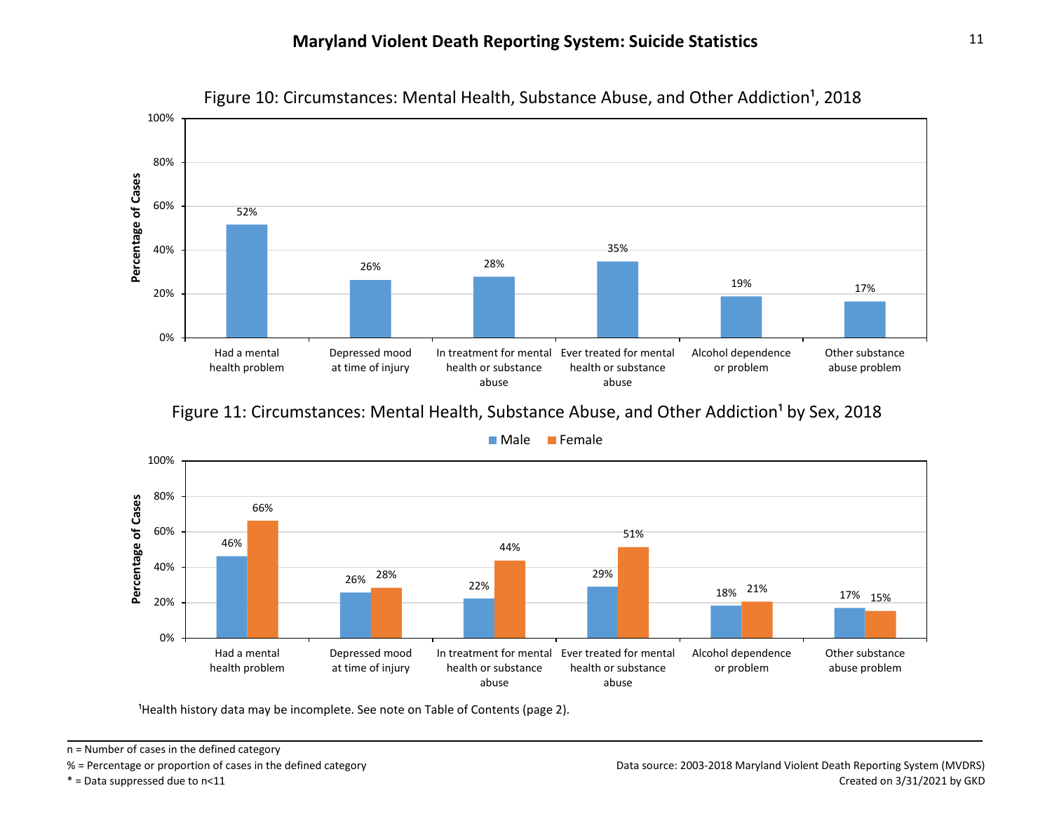# Maryland Violent Death Reporting System: Suicide Statistics

Figure 10: Circumstances: Mental Health, Substance Abuse, and Other Addiction[1], 2018

| Circumstance | Percentage of Cases |
|---|---|
| Had a mental health problem | 52% |
| Depressed mood at time of injury | 26% |
| In treatment for mental health or substance abuse | 28% |
| Ever treated for mental health or substance abuse | 35% |
| Alcohol dependence or problem | 19% |
| Other substance abuse problem | 17% |

Figure 11: Circumstances: Mental Health, Substance Abuse, and Other Addiction[1] by Sex, 2018

| Circumstance | Male | Female |
|---|---|---|
| Had a mental health problem | 46% | 66% |
| Depressed mood at time of injury | 26% | 28% |
| In treatment for mental health or substance abuse | 22% | 44% |
| Ever treated for mental health or substance abuse | 29% | 51% |
| Alcohol dependence or problem | 18% | 21% |
| Other substance abuse problem | 17% | 15% |

[1]Health history data may be incomplete. See note on Table of Contents (page 2).

n = Number of cases in the defined category

% = Percentage or proportion of cases in the defined category

* = Data suppressed due to n<11

Data source: 2003-2018 Maryland Violent Death Reporting System (MVDRS)

Created on 3/31/2021 by GKD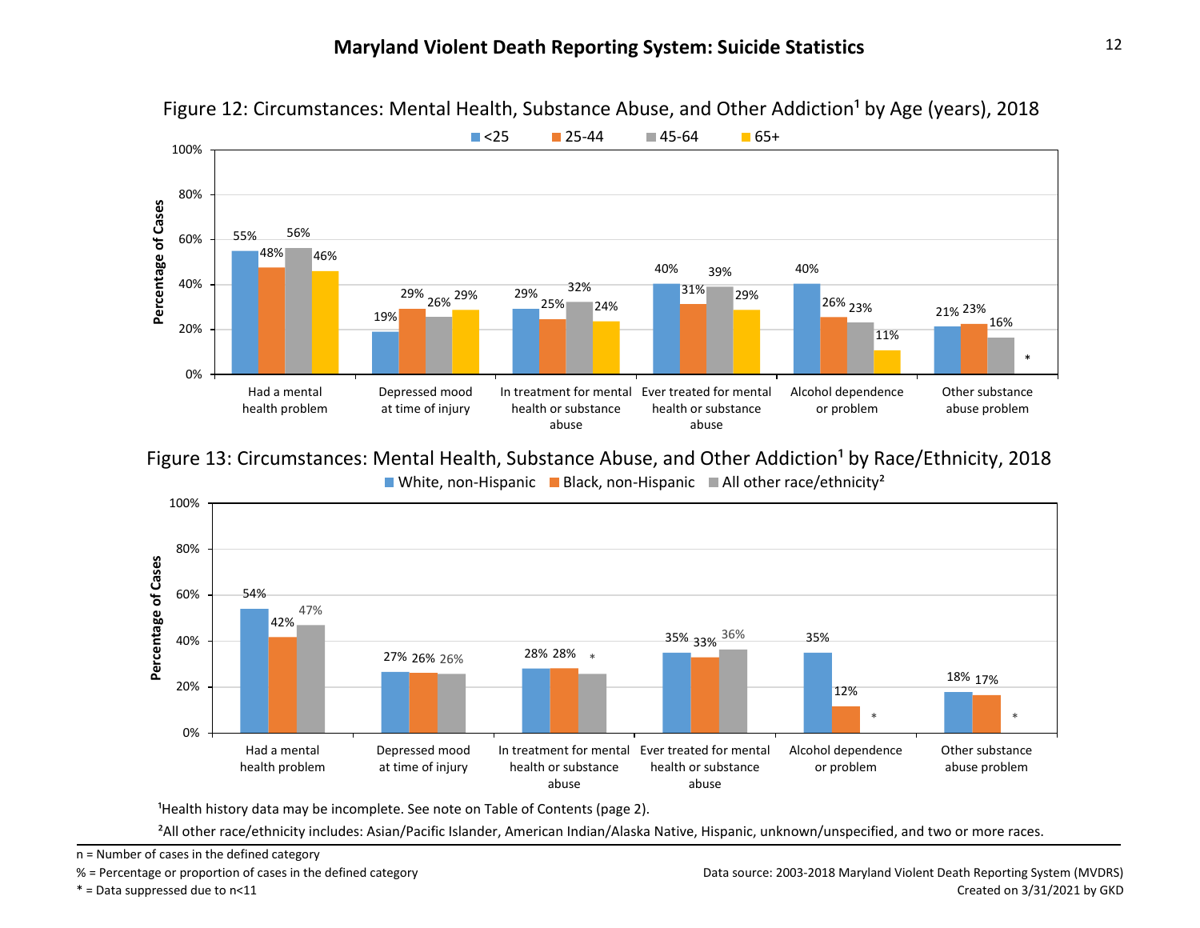# Maryland Violent Death Reporting System: Suicide Statistics

Figure 12: Circumstances: Mental Health, Substance Abuse, and Other Addiction¹ by Age (years), 2018

| Circumstance | <25 | 25-44 | 45-64 | 65+ |
|---|---|---|---|---|
| Had a mental health problem | 55% | 48% | 56% | 46% |
| Depressed mood at time of injury | 19% | 29% | 26% | 29% |
| In treatment for mental health or substance abuse | 29% | 25% | 32% | 24% |
| Ever treated for mental health or substance abuse | 40% | 31% | 39% | 29% |
| Alcohol dependence or problem | 40% | 26% | 23% | 11% |
| Other substance abuse problem | 21% | 23% | 16% | * |

Figure 13: Circumstances: Mental Health, Substance Abuse, and Other Addiction¹ by Race/Ethnicity, 2018

| Circumstance | White, non-Hispanic | Black, non-Hispanic | All other race/ethnicity² |
|---|---|---|---|
| Had a mental health problem | 54% | 42% | 47% |
| Depressed mood at time of injury | 27% | 26% | 26% |
| In treatment for mental health or substance abuse | 28% | 28% | * |
| Ever treated for mental health or substance abuse | 35% | 33% | 36% |
| Alcohol dependence or problem | 35% | 12% | * |
| Other substance abuse problem | 18% | 17% | * |

¹Health history data may be incomplete. See note on Table of Contents (page 2).

²All other race/ethnicity includes: Asian/Pacific Islander, American Indian/Alaska Native, Hispanic, unknown/unspecified, and two or more races.

n = Number of cases in the defined category

% = Percentage or proportion of cases in the defined category

* = Data suppressed due to n<11

Data source: 2003-2018 Maryland Violent Death Reporting System (MVDRS)

Created on 3/31/2021 by GKD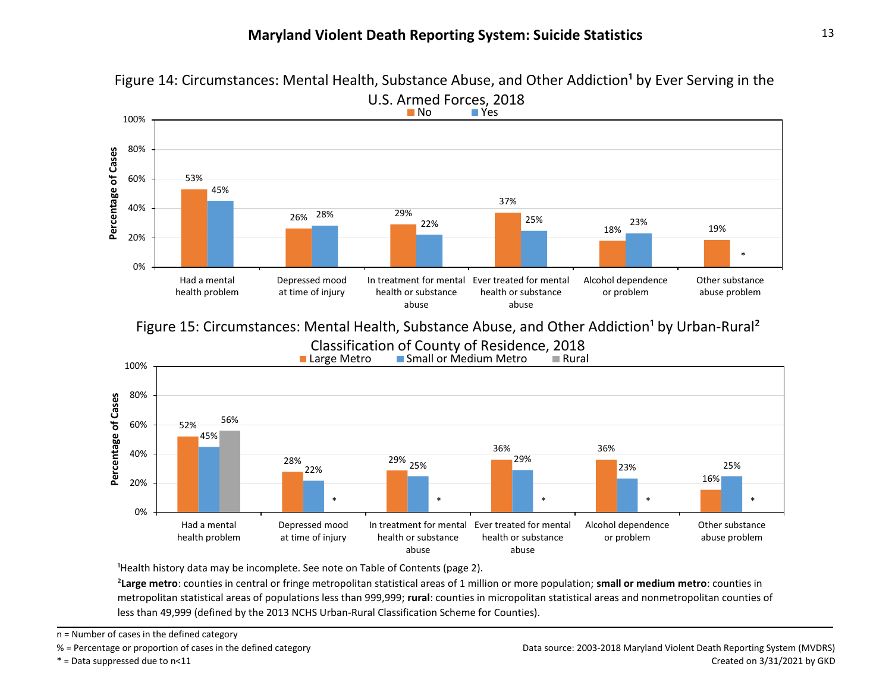## Maryland Violent Death Reporting System: Suicide Statistics

Figure 14: Circumstances: Mental Health, Substance Abuse, and Other Addiction[1] by Ever Serving in the U.S. Armed Forces, 2018

| Circumstance | No | Yes |
|---|---|---|
| Had a mental health problem | 53% | 45% |
| Depressed mood at time of injury | 26% | 28% |
| In treatment for mental health or substance abuse | 29% | 22% |
| Ever treated for mental health or substance abuse | 37% | 25% |
| Alcohol dependence or problem | 18% | 23% |
| Other substance abuse problem | 19% | * |

Figure 15: Circumstances: Mental Health, Substance Abuse, and Other Addiction[1] by Urban-Rural[2] Classification of County of Residence, 2018

| Circumstance | Large Metro | Small or Medium Metro | Rural |
|---|---|---|---|
| Had a mental health problem | 52% | 45% | 56% |
| Depressed mood at time of injury | 28% | 22% | * |
| In treatment for mental health or substance abuse | 29% | 25% | * |
| Ever treated for mental health or substance abuse | 36% | 29% | * |
| Alcohol dependence or problem | 36% | 23% | * |
| Other substance abuse problem | 16% | 25% | * |

[1]Health history data may be incomplete. See note on Table of Contents (page 2).

[2]**Large metro**: counties in central or fringe metropolitan statistical areas of 1 million or more population; **small or medium metro**: counties in metropolitan statistical areas of populations less than 999,999; **rural**: counties in micropolitan statistical areas and nonmetropolitan counties of less than 49,999 (defined by the 2013 NCHS Urban-Rural Classification Scheme for Counties).

n = Number of cases in the defined category

% = Percentage or proportion of cases in the defined category

* = Data suppressed due to n<11

Data source: 2003-2018 Maryland Violent Death Reporting System (MVDRS)

Created on 3/31/2021 by GKD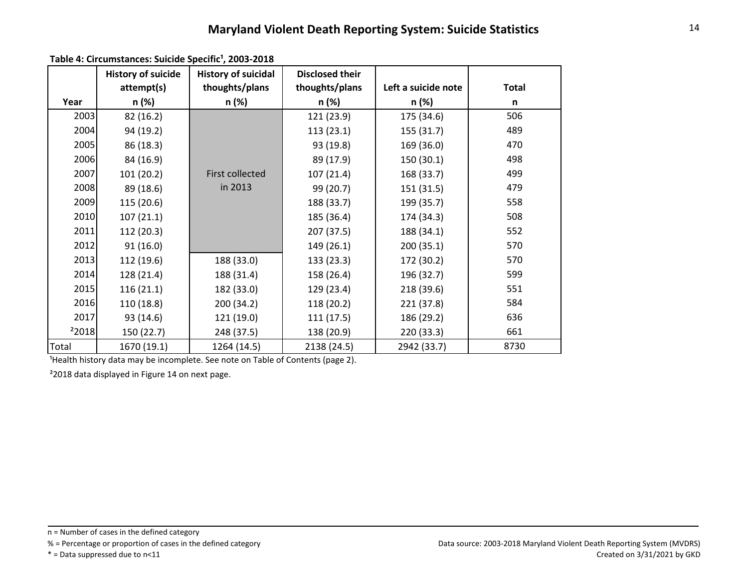# Maryland Violent Death Reporting System: Suicide Statistics

**Table 4: Circumstances: Suicide Specific[1], 2003-2018**

| Year | History of suicide attempt(s) n (%) | History of suicidal thoughts/plans n (%) | Disclosed their thoughts/plans n (%) | Left a suicide note n (%) | Total n |
|---|---|---|---|---|---|
| 2003 | 82 (16.2) | First collected in 2013 | 121 (23.9) | 175 (34.6) | 506 |
| 2004 | 94 (19.2) | | 113 (23.1) | 155 (31.7) | 489 |
| 2005 | 86 (18.3) | | 93 (19.8) | 169 (36.0) | 470 |
| 2006 | 84 (16.9) | | 89 (17.9) | 150 (30.1) | 498 |
| 2007 | 101 (20.2) | | 107 (21.4) | 168 (33.7) | 499 |
| 2008 | 89 (18.6) | | 99 (20.7) | 151 (31.5) | 479 |
| 2009 | 115 (20.6) | | 188 (33.7) | 199 (35.7) | 558 |
| 2010 | 107 (21.1) | | 185 (36.4) | 174 (34.3) | 508 |
| 2011 | 112 (20.3) | | 207 (37.5) | 188 (34.1) | 552 |
| 2012 | 91 (16.0) | | 149 (26.1) | 200 (35.1) | 570 |
| 2013 | 112 (19.6) | 188 (33.0) | 133 (23.3) | 172 (30.2) | 570 |
| 2014 | 128 (21.4) | 188 (31.4) | 158 (26.4) | 196 (32.7) | 599 |
| 2015 | 116 (21.1) | 182 (33.0) | 129 (23.4) | 218 (39.6) | 551 |
| 2016 | 110 (18.8) | 200 (34.2) | 118 (20.2) | 221 (37.8) | 584 |
| 2017 | 93 (14.6) | 121 (19.0) | 111 (17.5) | 186 (29.2) | 636 |
| [2]2018 | 150 (22.7) | 248 (37.5) | 138 (20.9) | 220 (33.3) | 661 |
| Total | 1670 (19.1) | 1264 (14.5) | 2138 (24.5) | 2942 (33.7) | 8730 |

[1]Health history data may be incomplete. See note on Table of Contents (page 2).

[2]2018 data displayed in Figure 14 on next page.

n = Number of cases in the defined category

% = Percentage or proportion of cases in the defined category

* = Data suppressed due to n<11

Data source: 2003-2018 Maryland Violent Death Reporting System (MVDRS)

Created on 3/31/2021 by GKD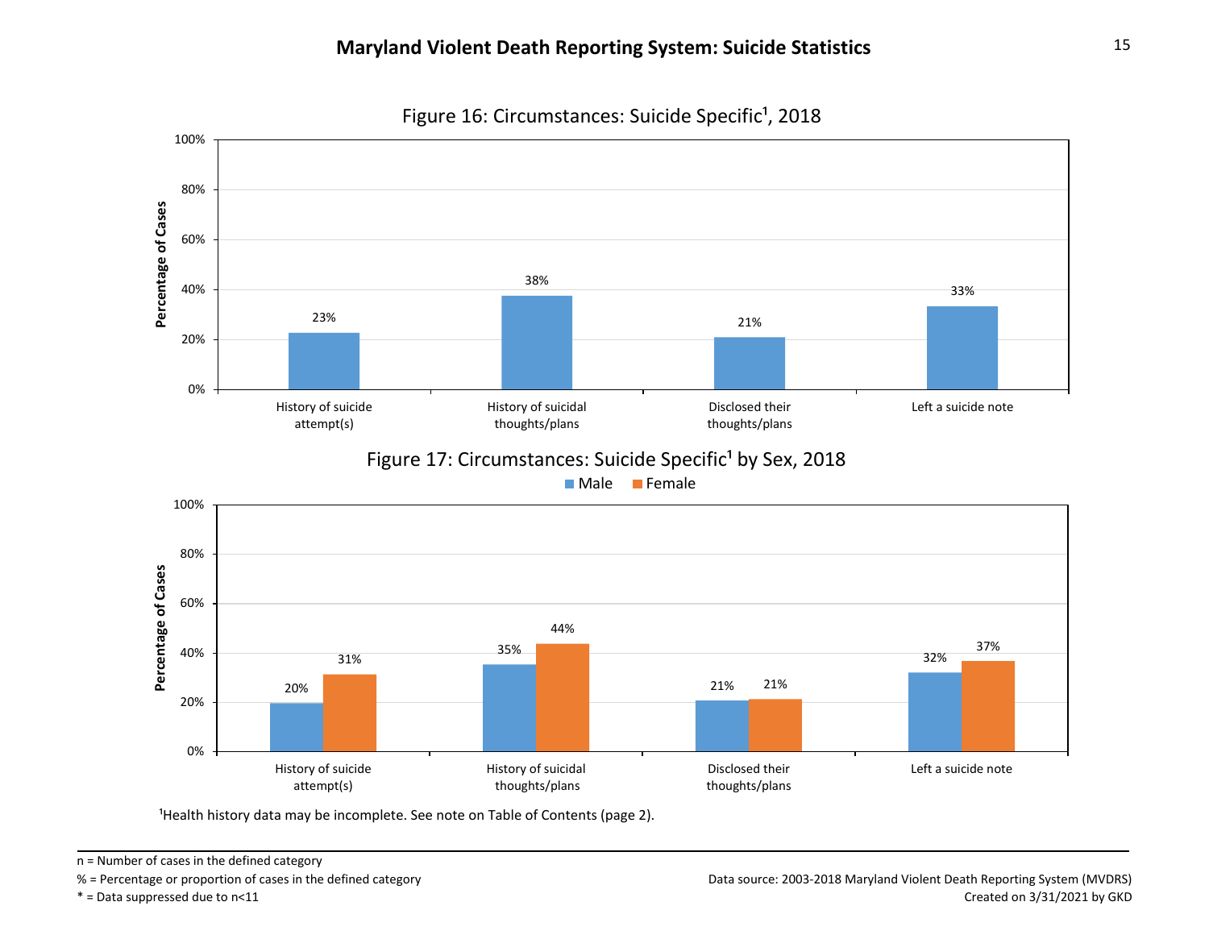## Maryland Violent Death Reporting System: Suicide Statistics

**Figure 16: Circumstances: Suicide Specific[1], 2018**

| Circumstance | Percentage of Cases |
|---|---|
| History of suicide attempt(s) | 23% |
| History of suicidal thoughts/plans | 38% |
| Disclosed their thoughts/plans | 21% |
| Left a suicide note | 33% |

**Figure 17: Circumstances: Suicide Specific[1] by Sex, 2018**

| Circumstance | Male | Female |
|---|---|---|
| History of suicide attempt(s) | 20% | 31% |
| History of suicidal thoughts/plans | 35% | 44% |
| Disclosed their thoughts/plans | 21% | 21% |
| Left a suicide note | 32% | 37% |

[1]Health history data may be incomplete. See note on Table of Contents (page 2).

n = Number of cases in the defined category

% = Percentage or proportion of cases in the defined category

* = Data suppressed due to n<11

Data source: 2003-2018 Maryland Violent Death Reporting System (MVDRS)

Created on 3/31/2021 by GKD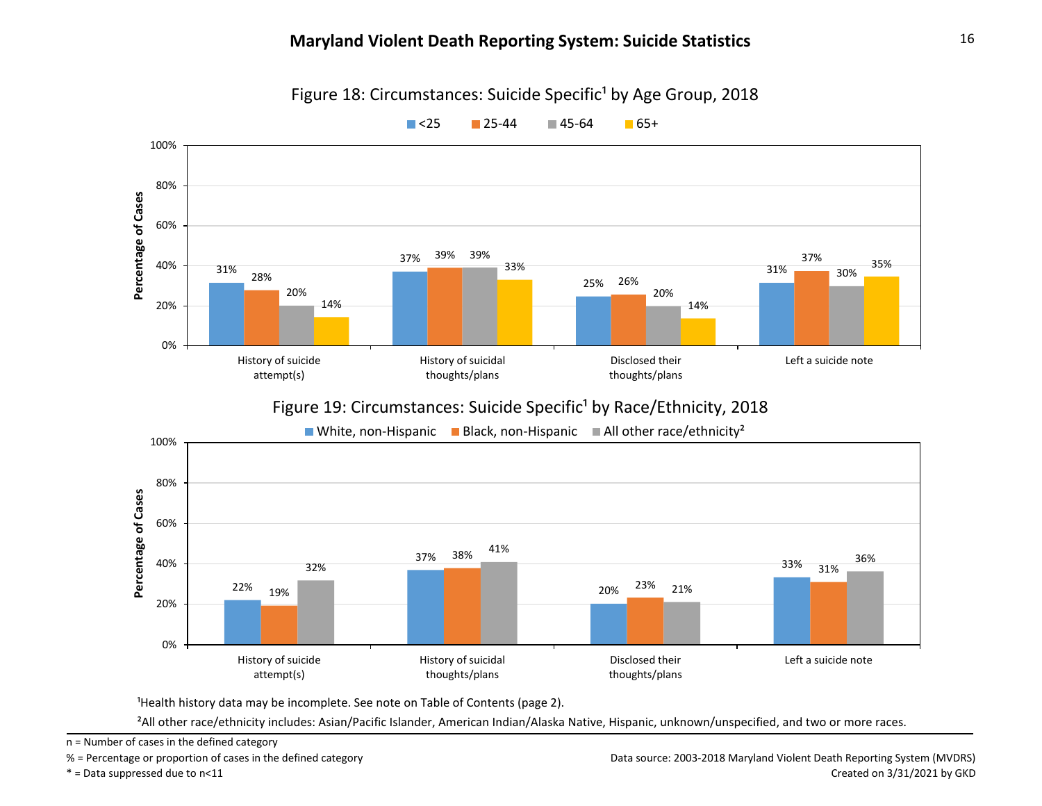### Figure 18: Circumstances: Suicide Specific[1] by Age Group, 2018

| Circumstance | <25 | 25-44 | 45-64 | 65+ |
|---|---|---|---|---|
| History of suicide attempt(s) | 31% | 28% | 20% | 14% |
| History of suicidal thoughts/plans | 37% | 39% | 39% | 33% |
| Disclosed their thoughts/plans | 25% | 26% | 20% | 14% |
| Left a suicide note | 31% | 37% | 30% | 35% |

### Figure 19: Circumstances: Suicide Specific[1] by Race/Ethnicity, 2018

| Circumstance | White, non-Hispanic | Black, non-Hispanic | All other race/ethnicity[2] |
|---|---|---|---|
| History of suicide attempt(s) | 22% | 19% | 32% |
| History of suicidal thoughts/plans | 37% | 38% | 41% |
| Disclosed their thoughts/plans | 20% | 23% | 21% |
| Left a suicide note | 33% | 31% | 36% |

[1]Health history data may be incomplete. See note on Table of Contents (page 2).

[2]All other race/ethnicity includes: Asian/Pacific Islander, American Indian/Alaska Native, Hispanic, unknown/unspecified, and two or more races.

n = Number of cases in the defined category

% = Percentage or proportion of cases in the defined category

* = Data suppressed due to n<11

Data source: 2003-2018 Maryland Violent Death Reporting System (MVDRS)

Created on 3/31/2021 by GKD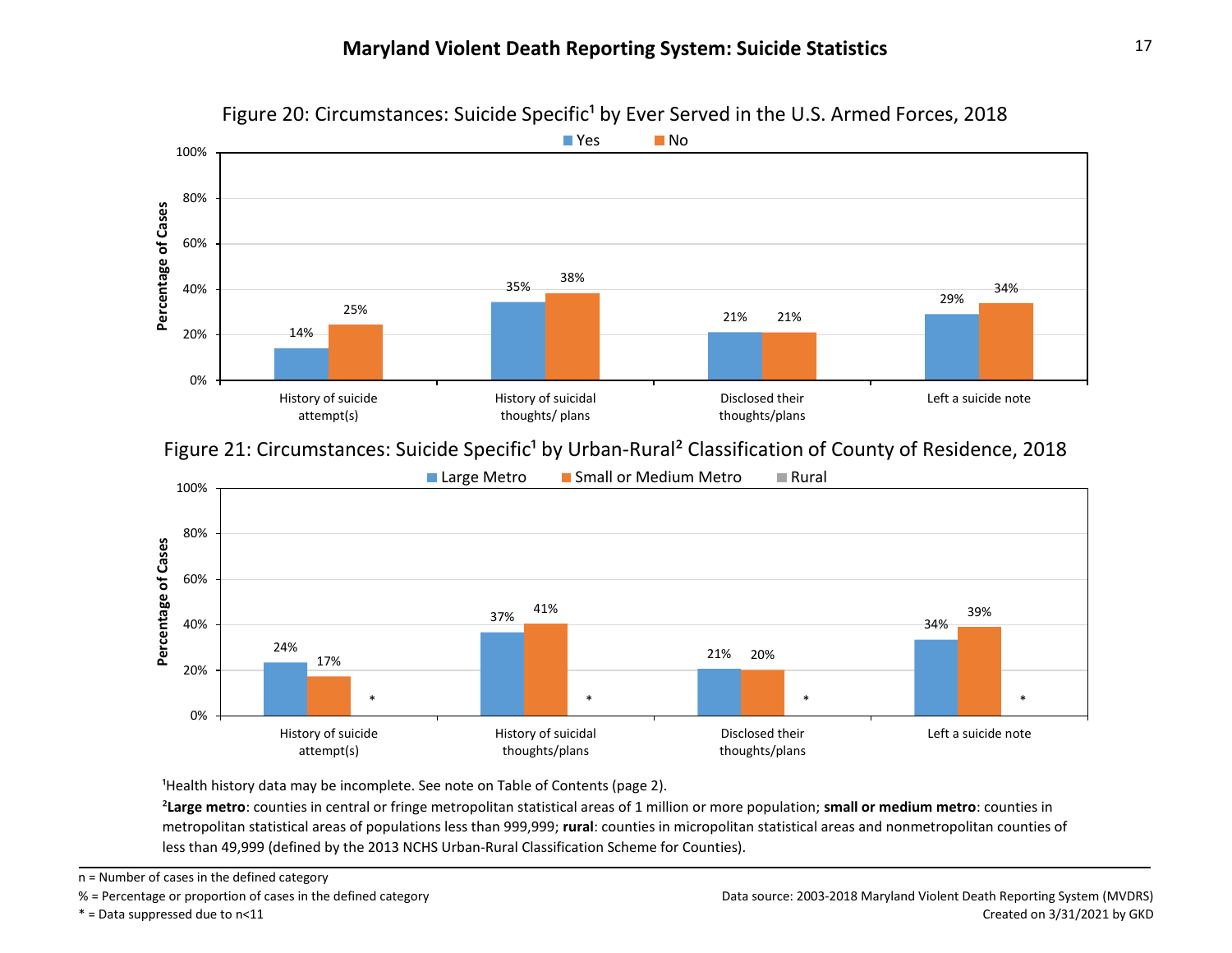# Maryland Violent Death Reporting System: Suicide Statistics

Figure 20: Circumstances: Suicide Specific[1] by Ever Served in the U.S. Armed Forces, 2018

| Circumstance | Yes | No |
|---|---|---|
| History of suicide attempt(s) | 14% | 25% |
| History of suicidal thoughts/ plans | 35% | 38% |
| Disclosed their thoughts/plans | 21% | 21% |
| Left a suicide note | 29% | 34% |

Figure 21: Circumstances: Suicide Specific[1] by Urban-Rural[2] Classification of County of Residence, 2018

| Circumstance | Large Metro | Small or Medium Metro | Rural |
|---|---|---|---|
| History of suicide attempt(s) | 24% | 17% | * |
| History of suicidal thoughts/plans | 37% | 41% | * |
| Disclosed their thoughts/plans | 21% | 20% | * |
| Left a suicide note | 34% | 39% | * |

[1]Health history data may be incomplete. See note on Table of Contents (page 2).

[2]**Large metro**: counties in central or fringe metropolitan statistical areas of 1 million or more population; **small or medium metro**: counties in metropolitan statistical areas of populations less than 999,999; **rural**: counties in micropolitan statistical areas and nonmetropolitan counties of less than 49,999 (defined by the 2013 NCHS Urban-Rural Classification Scheme for Counties).

n = Number of cases in the defined category

% = Percentage or proportion of cases in the defined category

* = Data suppressed due to n<11

Data source: 2003-2018 Maryland Violent Death Reporting System (MVDRS)

Created on 3/31/2021 by GKD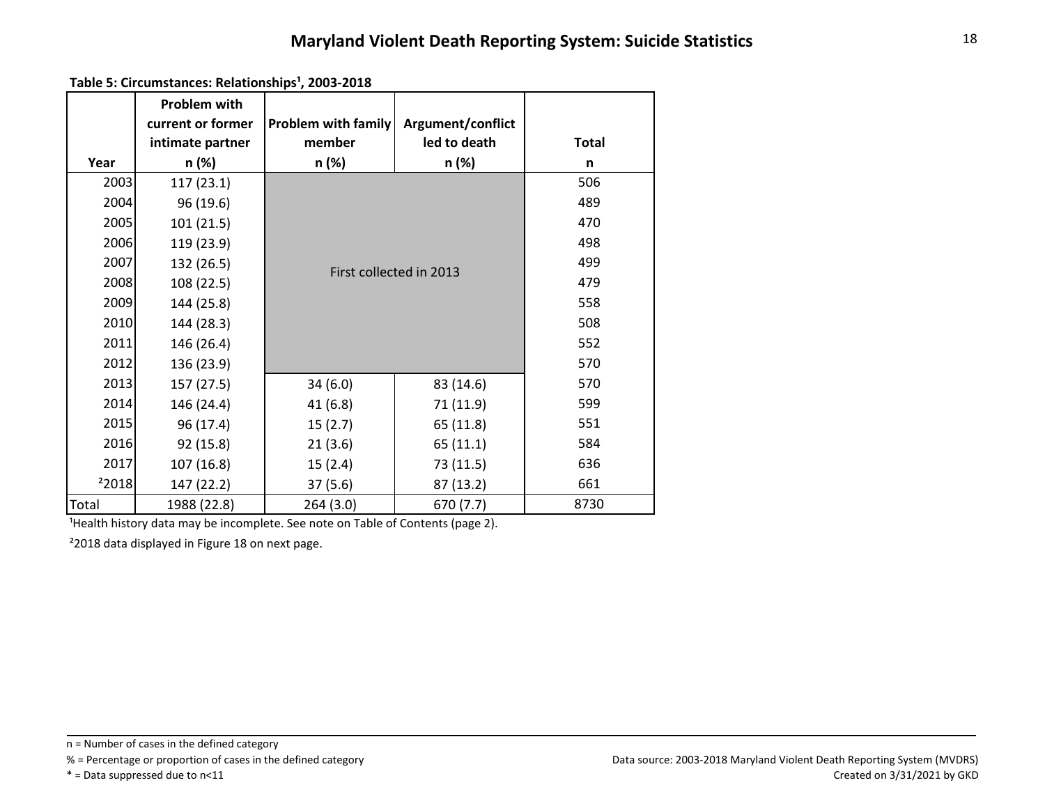**Table 5: Circumstances: Relationships[1], 2003-2018**

| Year | Problem with current or former intimate partner n (%) | Problem with family member n (%) | Argument/conflict led to death n (%) | Total n |
|---|---|---|---|---|
| 2003 | 117 (23.1) | First collected in 2013 | | 506 |
| 2004 | 96 (19.6) | | | 489 |
| 2005 | 101 (21.5) | | | 470 |
| 2006 | 119 (23.9) | | | 498 |
| 2007 | 132 (26.5) | | | 499 |
| 2008 | 108 (22.5) | | | 479 |
| 2009 | 144 (25.8) | | | 558 |
| 2010 | 144 (28.3) | | | 508 |
| 2011 | 146 (26.4) | | | 552 |
| 2012 | 136 (23.9) | | | 570 |
| 2013 | 157 (27.5) | 34 (6.0) | 83 (14.6) | 570 |
| 2014 | 146 (24.4) | 41 (6.8) | 71 (11.9) | 599 |
| 2015 | 96 (17.4) | 15 (2.7) | 65 (11.8) | 551 |
| 2016 | 92 (15.8) | 21 (3.6) | 65 (11.1) | 584 |
| 2017 | 107 (16.8) | 15 (2.4) | 73 (11.5) | 636 |
| [2]2018 | 147 (22.2) | 37 (5.6) | 87 (13.2) | 661 |
| Total | 1988 (22.8) | 264 (3.0) | 670 (7.7) | 8730 |

[1]Health history data may be incomplete. See note on Table of Contents (page 2).

[2]2018 data displayed in Figure 18 on next page.

n = Number of cases in the defined category

% = Percentage or proportion of cases in the defined category

* = Data suppressed due to n<11

Data source: 2003-2018 Maryland Violent Death Reporting System (MVDRS)

Created on 3/31/2021 by GKD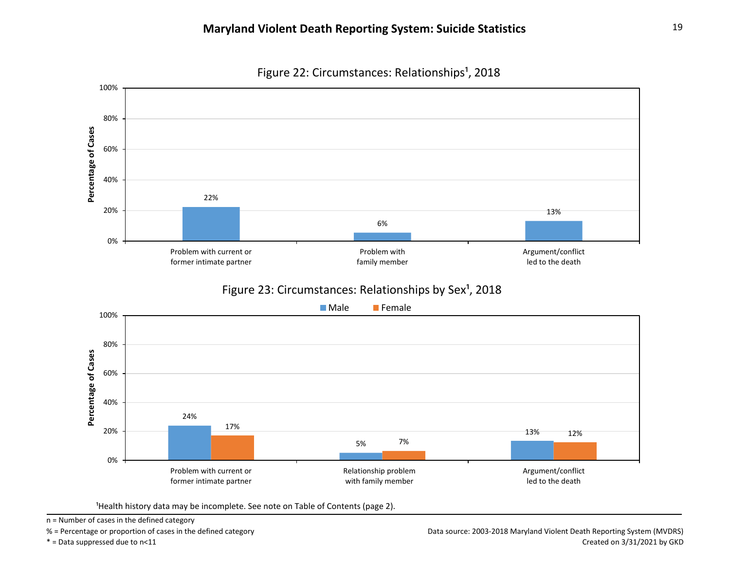# Maryland Violent Death Reporting System: Suicide Statistics

Figure 22: Circumstances: Relationships[1], 2018

| Circumstance | Percentage of Cases |
|---|---|
| Problem with current or former intimate partner | 22% |
| Problem with family member | 6% |
| Argument/conflict led to the death | 13% |

Figure 23: Circumstances: Relationships by Sex[1], 2018

| Circumstance | Male | Female |
|---|---|---|
| Problem with current or former intimate partner | 24% | 17% |
| Relationship problem with family member | 5% | 7% |
| Argument/conflict led to the death | 13% | 12% |

[1]Health history data may be incomplete. See note on Table of Contents (page 2).

n = Number of cases in the defined category

% = Percentage or proportion of cases in the defined category

* = Data suppressed due to n<11

Data source: 2003-2018 Maryland Violent Death Reporting System (MVDRS)

Created on 3/31/2021 by GKD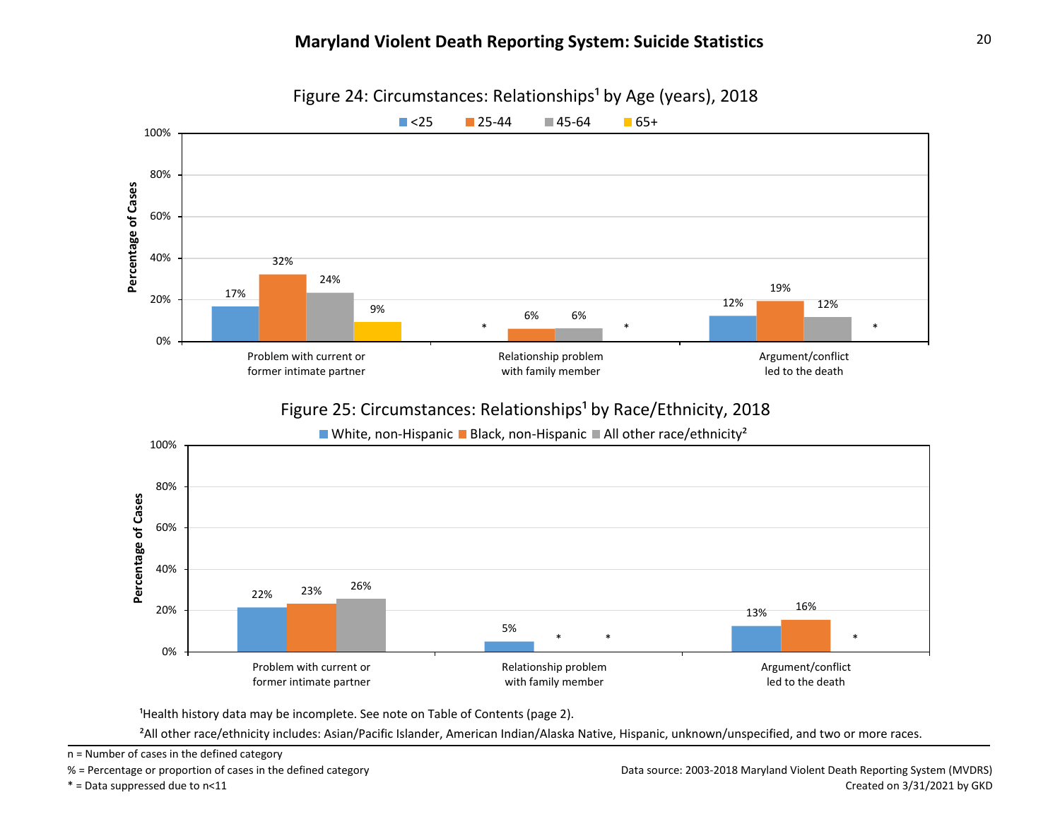# Maryland Violent Death Reporting System: Suicide Statistics

Figure 24: Circumstances: Relationships[1] by Age (years), 2018

| Circumstance | <25 | 25-44 | 45-64 | 65+ |
|---|---|---|---|---|
| Problem with current or former intimate partner | 17% | 32% | 24% | 9% |
| Relationship problem with family member | * | 6% | 6% | * |
| Argument/conflict led to the death | 12% | 19% | 12% | * |

Figure 25: Circumstances: Relationships[1] by Race/Ethnicity, 2018

| Circumstance | White, non-Hispanic | Black, non-Hispanic | All other race/ethnicity[2] |
|---|---|---|---|
| Problem with current or former intimate partner | 22% | 23% | 26% |
| Relationship problem with family member | 5% | * | * |
| Argument/conflict led to the death | 13% | 16% | * |

[1]Health history data may be incomplete. See note on Table of Contents (page 2).

[2]All other race/ethnicity includes: Asian/Pacific Islander, American Indian/Alaska Native, Hispanic, unknown/unspecified, and two or more races.

n = Number of cases in the defined category

% = Percentage or proportion of cases in the defined category

* = Data suppressed due to n<11

Data source: 2003-2018 Maryland Violent Death Reporting System (MVDRS)

Created on 3/31/2021 by GKD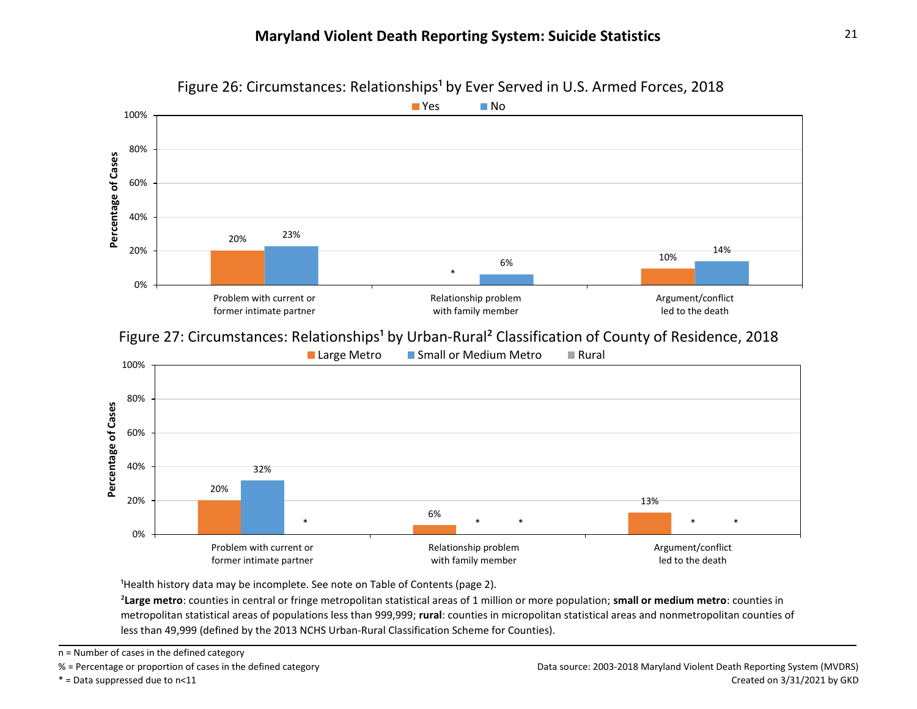## Maryland Violent Death Reporting System: Suicide Statistics

Figure 26: Circumstances: Relationships[1] by Ever Served in U.S. Armed Forces, 2018

| Circumstance | Yes | No |
|---|---|---|
| Problem with current or former intimate partner | 20% | 23% |
| Relationship problem with family member | * | 6% |
| Argument/conflict led to the death | 10% | 14% |

Figure 27: Circumstances: Relationships[1] by Urban-Rural[2] Classification of County of Residence, 2018

| Circumstance | Large Metro | Small or Medium Metro | Rural |
|---|---|---|---|
| Problem with current or former intimate partner | 20% | 32% | * |
| Relationship problem with family member | 6% | * | * |
| Argument/conflict led to the death | 13% | * | * |

[1]Health history data may be incomplete. See note on Table of Contents (page 2).

[2]**Large metro**: counties in central or fringe metropolitan statistical areas of 1 million or more population; **small or medium metro**: counties in metropolitan statistical areas of populations less than 999,999; **rural**: counties in micropolitan statistical areas and nonmetropolitan counties of less than 49,999 (defined by the 2013 NCHS Urban-Rural Classification Scheme for Counties).

n = Number of cases in the defined category

% = Percentage or proportion of cases in the defined category

* = Data suppressed due to n<11

Data source: 2003-2018 Maryland Violent Death Reporting System (MVDRS)

Created on 3/31/2021 by GKD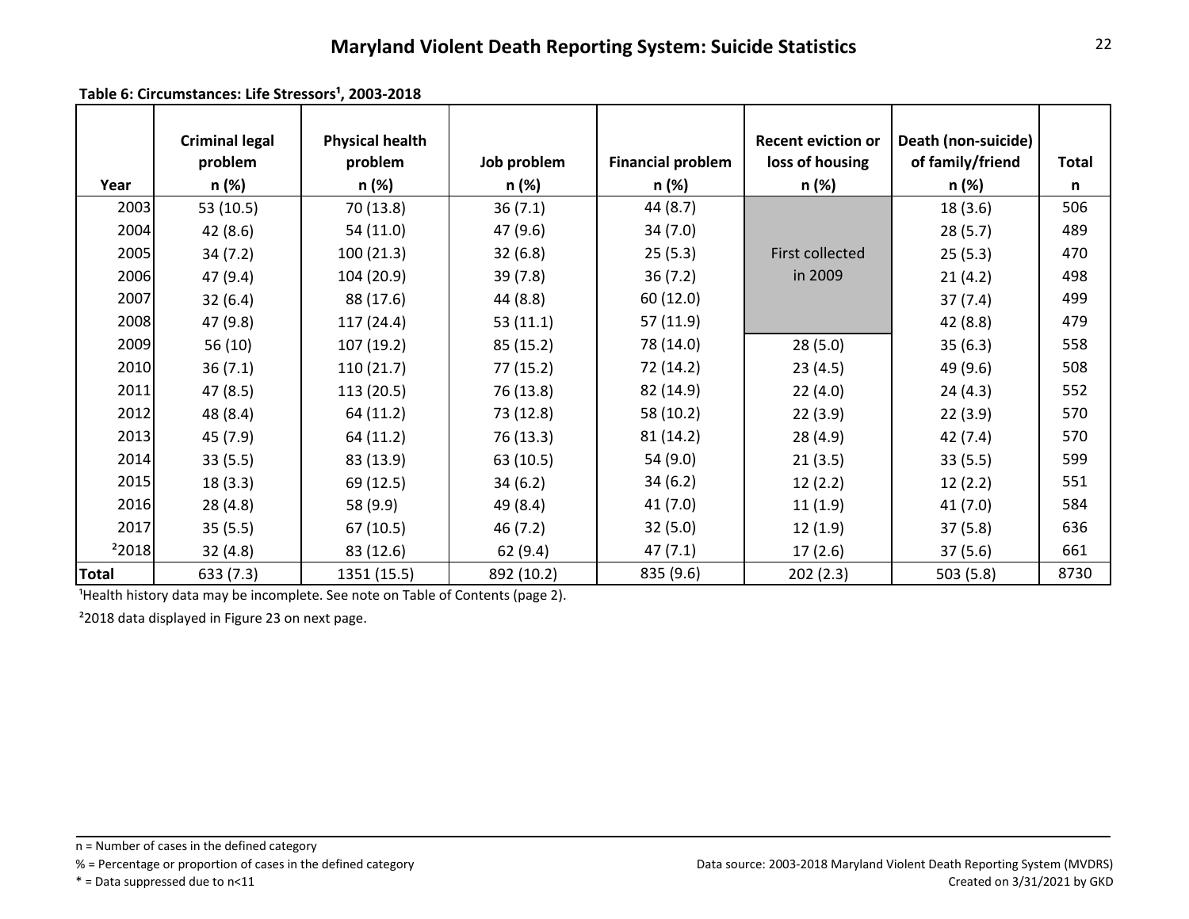## Maryland Violent Death Reporting System: Suicide Statistics

**Table 6: Circumstances: Life Stressors[1], 2003-2018**

| Year | Criminal legal problem n (%) | Physical health problem n (%) | Job problem n (%) | Financial problem n (%) | Recent eviction or loss of housing n (%) | Death (non-suicide) of family/friend n (%) | Total n |
|---|---|---|---|---|---|---|---|
| 2003 | 53 (10.5) | 70 (13.8) | 36 (7.1) | 44 (8.7) | First collected in 2009 | 18 (3.6) | 506 |
| 2004 | 42 (8.6) | 54 (11.0) | 47 (9.6) | 34 (7.0) | | 28 (5.7) | 489 |
| 2005 | 34 (7.2) | 100 (21.3) | 32 (6.8) | 25 (5.3) | | 25 (5.3) | 470 |
| 2006 | 47 (9.4) | 104 (20.9) | 39 (7.8) | 36 (7.2) | | 21 (4.2) | 498 |
| 2007 | 32 (6.4) | 88 (17.6) | 44 (8.8) | 60 (12.0) | | 37 (7.4) | 499 |
| 2008 | 47 (9.8) | 117 (24.4) | 53 (11.1) | 57 (11.9) | | 42 (8.8) | 479 |
| 2009 | 56 (10) | 107 (19.2) | 85 (15.2) | 78 (14.0) | 28 (5.0) | 35 (6.3) | 558 |
| 2010 | 36 (7.1) | 110 (21.7) | 77 (15.2) | 72 (14.2) | 23 (4.5) | 49 (9.6) | 508 |
| 2011 | 47 (8.5) | 113 (20.5) | 76 (13.8) | 82 (14.9) | 22 (4.0) | 24 (4.3) | 552 |
| 2012 | 48 (8.4) | 64 (11.2) | 73 (12.8) | 58 (10.2) | 22 (3.9) | 22 (3.9) | 570 |
| 2013 | 45 (7.9) | 64 (11.2) | 76 (13.3) | 81 (14.2) | 28 (4.9) | 42 (7.4) | 570 |
| 2014 | 33 (5.5) | 83 (13.9) | 63 (10.5) | 54 (9.0) | 21 (3.5) | 33 (5.5) | 599 |
| 2015 | 18 (3.3) | 69 (12.5) | 34 (6.2) | 34 (6.2) | 12 (2.2) | 12 (2.2) | 551 |
| 2016 | 28 (4.8) | 58 (9.9) | 49 (8.4) | 41 (7.0) | 11 (1.9) | 41 (7.0) | 584 |
| 2017 | 35 (5.5) | 67 (10.5) | 46 (7.2) | 32 (5.0) | 12 (1.9) | 37 (5.8) | 636 |
| [2]2018 | 32 (4.8) | 83 (12.6) | 62 (9.4) | 47 (7.1) | 17 (2.6) | 37 (5.6) | 661 |
| **Total** | 633 (7.3) | 1351 (15.5) | 892 (10.2) | 835 (9.6) | 202 (2.3) | 503 (5.8) | 8730 |

[1]Health history data may be incomplete. See note on Table of Contents (page 2).

[2]2018 data displayed in Figure 23 on next page.

n = Number of cases in the defined category

% = Percentage or proportion of cases in the defined category

* = Data suppressed due to n<11

Data source: 2003-2018 Maryland Violent Death Reporting System (MVDRS)

Created on 3/31/2021 by GKD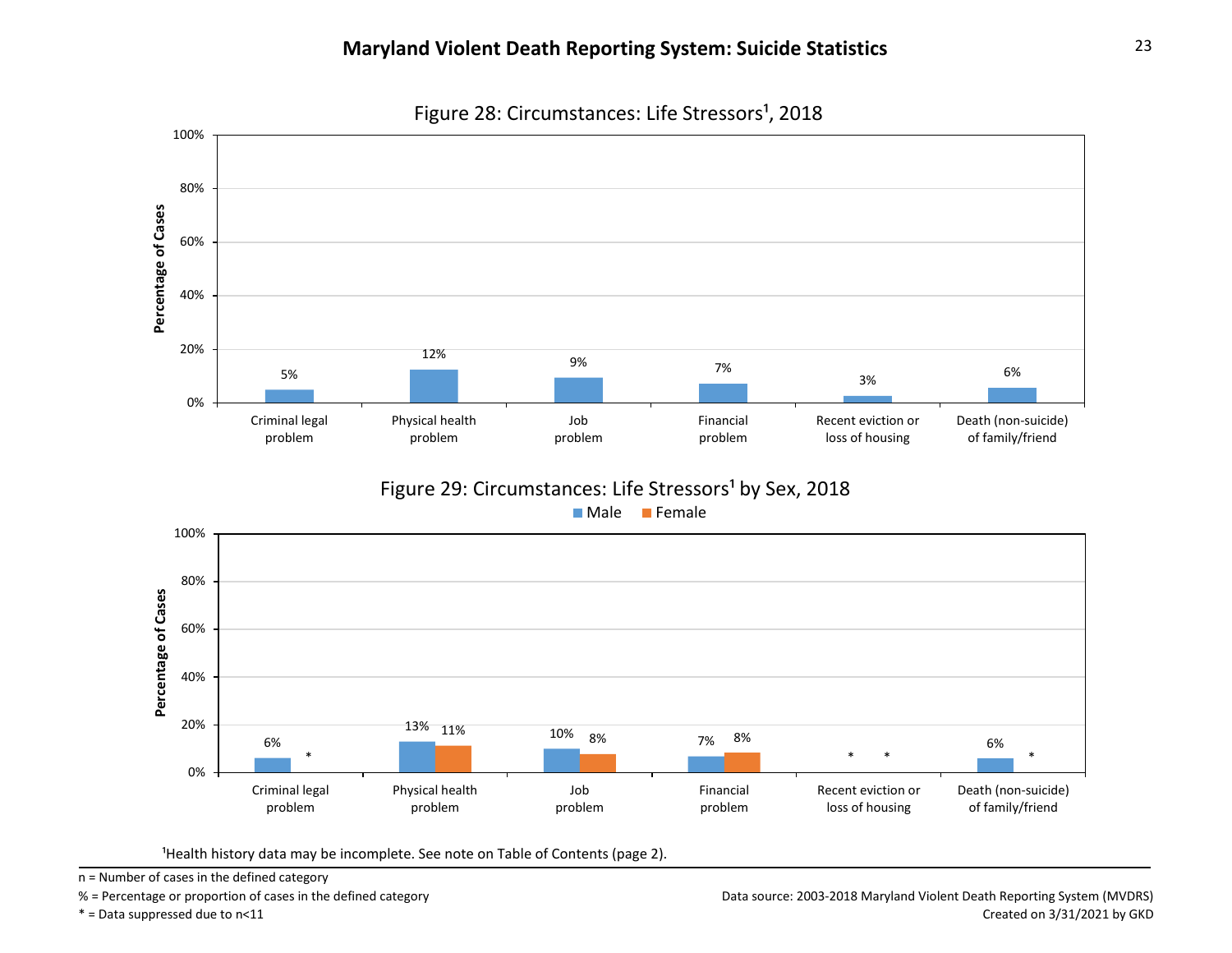## Maryland Violent Death Reporting System: Suicide Statistics

### Figure 28: Circumstances: Life Stressors[1], 2018

| Life Stressor | Percentage of Cases |
|---|---|
| Criminal legal problem | 5% |
| Physical health problem | 12% |
| Job problem | 9% |
| Financial problem | 7% |
| Recent eviction or loss of housing | 3% |
| Death (non-suicide) of family/friend | 6% |

### Figure 29: Circumstances: Life Stressors[1] by Sex, 2018

| Life Stressor | Male | Female |
|---|---|---|
| Criminal legal problem | 6% | * |
| Physical health problem | 13% | 11% |
| Job problem | 10% | 8% |
| Financial problem | 7% | 8% |
| Recent eviction or loss of housing | * | * |
| Death (non-suicide) of family/friend | 6% | * |

[1]Health history data may be incomplete. See note on Table of Contents (page 2).

n = Number of cases in the defined category

% = Percentage or proportion of cases in the defined category

* = Data suppressed due to n<11

Data source: 2003-2018 Maryland Violent Death Reporting System (MVDRS)

Created on 3/31/2021 by GKD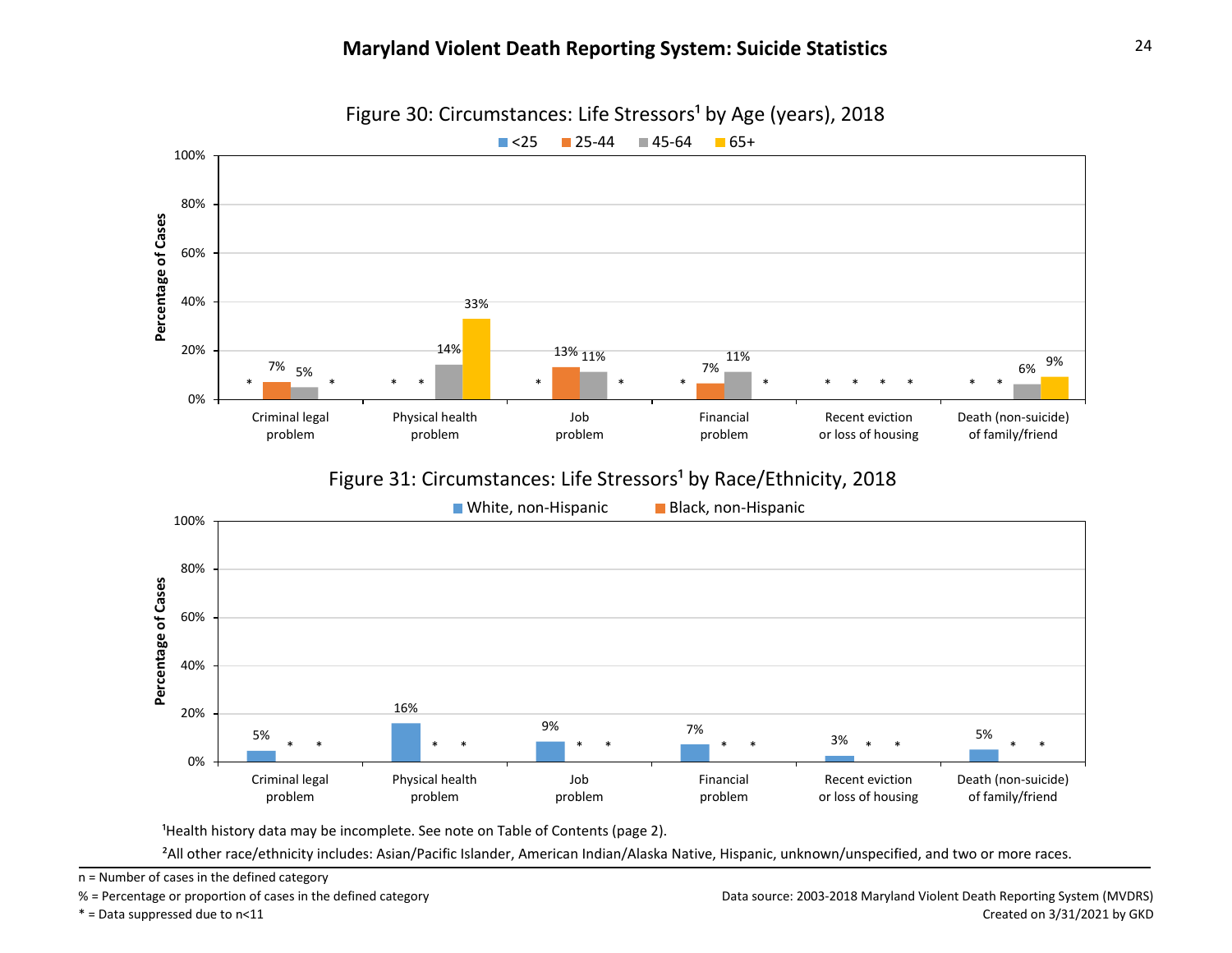## Maryland Violent Death Reporting System: Suicide Statistics

### Figure 30: Circumstances: Life Stressors[1] by Age (years), 2018

| Life Stressor | <25 | 25-44 | 45-64 | 65+ |
|---|---|---|---|---|
| Criminal legal problem | * | 7% | 5% | * |
| Physical health problem | * | * | 14% | 33% |
| Job problem | * | 13% | 11% | * |
| Financial problem | * | 7% | 11% | * |
| Recent eviction or loss of housing | * | * | * | * |
| Death (non-suicide) of family/friend | * | * | 6% | 9% |

### Figure 31: Circumstances: Life Stressors[1] by Race/Ethnicity, 2018

| Life Stressor | White, non-Hispanic | Black, non-Hispanic | |
|---|---|---|---|
| Criminal legal problem | 5% | * | * |
| Physical health problem | 16% | * | * |
| Job problem | 9% | * | * |
| Financial problem | 7% | * | * |
| Recent eviction or loss of housing | 3% | * | * |
| Death (non-suicide) of family/friend | 5% | * | * |

[1]Health history data may be incomplete. See note on Table of Contents (page 2).

[2]All other race/ethnicity includes: Asian/Pacific Islander, American Indian/Alaska Native, Hispanic, unknown/unspecified, and two or more races.

n = Number of cases in the defined category

% = Percentage or proportion of cases in the defined category

* = Data suppressed due to n<11

Data source: 2003-2018 Maryland Violent Death Reporting System (MVDRS)

Created on 3/31/2021 by GKD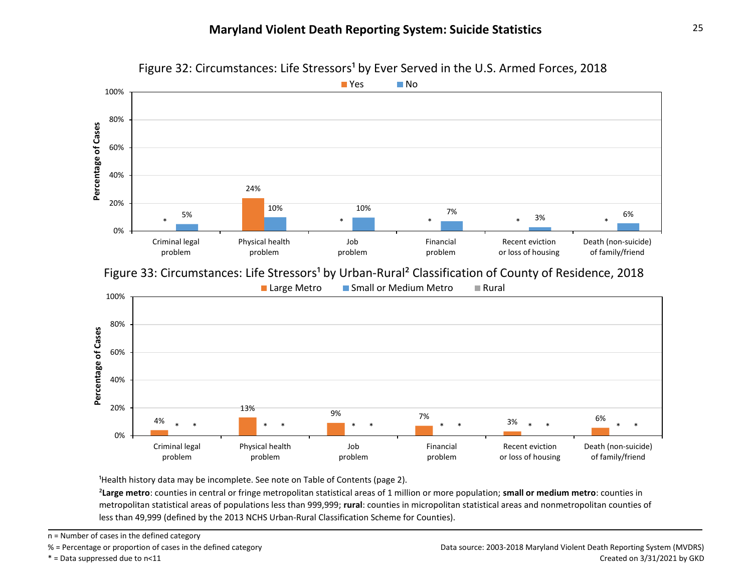## Maryland Violent Death Reporting System: Suicide Statistics

Figure 32: Circumstances: Life Stressors[1] by Ever Served in the U.S. Armed Forces, 2018

Yes
No

100%
80%
60%
40%
20%
0%

Percentage of Cases

Criminal legal problem: * 5%
Physical health problem: 24% 10%
Job problem: * 10%
Financial problem: * 7%
Recent eviction or loss of housing: * 3%
Death (non-suicide) of family/friend: * 6%

Figure 33: Circumstances: Life Stressors[1] by Urban-Rural[2] Classification of County of Residence, 2018

Large Metro
Small or Medium Metro
Rural

100%
80%
60%
40%
20%
0%

Percentage of Cases

Criminal legal problem: 4% * *
Physical health problem: 13% * *
Job problem: 9% * *
Financial problem: 7% * *
Recent eviction or loss of housing: 3% * *
Death (non-suicide) of family/friend: 6% * *

[1]Health history data may be incomplete. See note on Table of Contents (page 2).

[2]**Large metro**: counties in central or fringe metropolitan statistical areas of 1 million or more population; **small or medium metro**: counties in metropolitan statistical areas of populations less than 999,999; **rural**: counties in micropolitan statistical areas and nonmetropolitan counties of less than 49,999 (defined by the 2013 NCHS Urban-Rural Classification Scheme for Counties).

n = Number of cases in the defined category

% = Percentage or proportion of cases in the defined category

* = Data suppressed due to n<11

Data source: 2003-2018 Maryland Violent Death Reporting System (MVDRS)

Created on 3/31/2021 by GKD